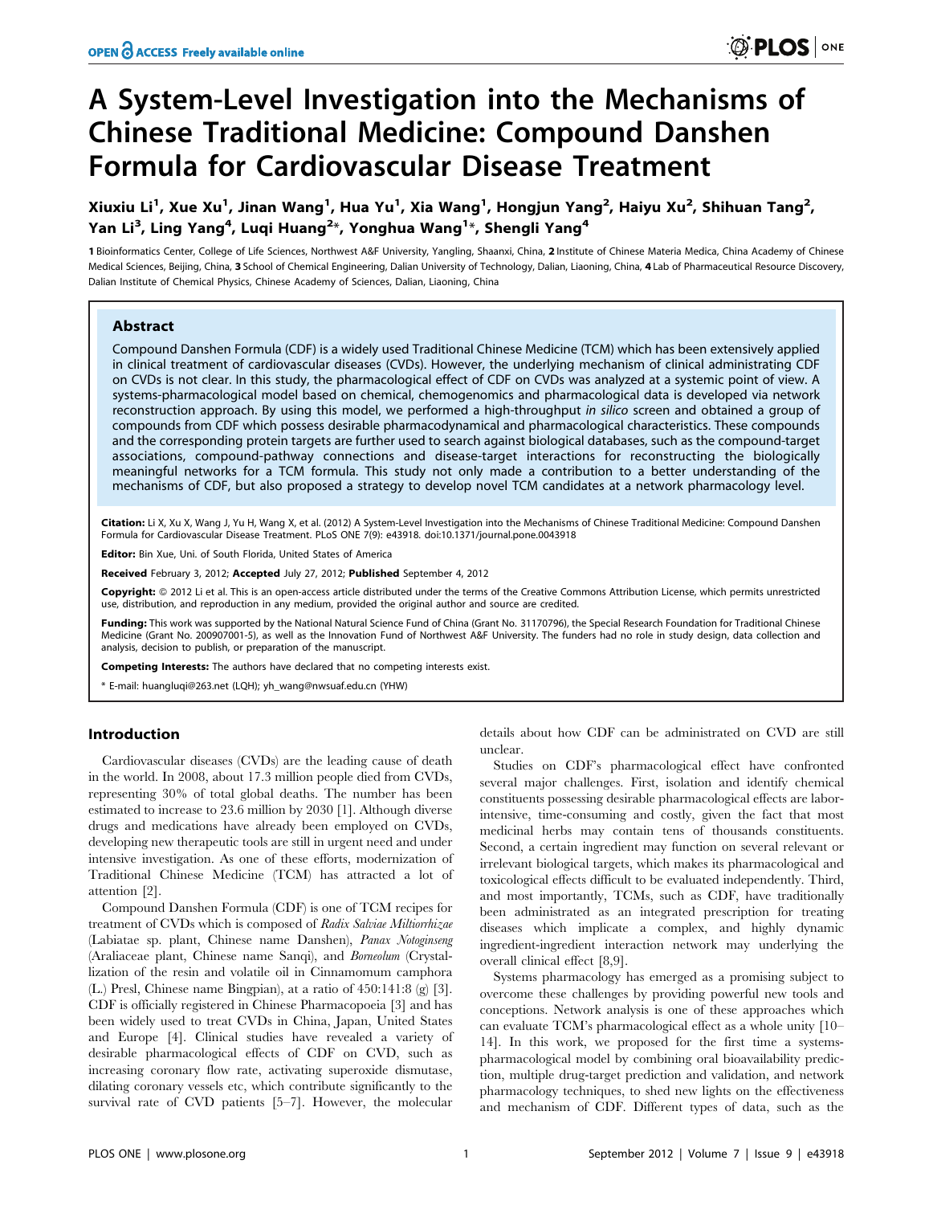# A System-Level Investigation into the Mechanisms of Chinese Traditional Medicine: Compound Danshen Formula for Cardiovascular Disease Treatment

**Xiuxiu Li[1], Xue Xu[1], Jinan Wang[1], Hua Yu[1], Xia Wang[1], Hongjun Yang[2], Haiyu Xu[2], Shihuan Tang[2], Yan Li[3], Ling Yang[4], Luqi Huang[2]*, Yonghua Wang[1]*, Shengli Yang[4]**

1 Bioinformatics Center, College of Life Sciences, Northwest A&F University, Yangling, Shaanxi, China, 2 Institute of Chinese Materia Medica, China Academy of Chinese Medical Sciences, Beijing, China, 3 School of Chemical Engineering, Dalian University of Technology, Dalian, Liaoning, China, 4 Lab of Pharmaceutical Resource Discovery, Dalian Institute of Chemical Physics, Chinese Academy of Sciences, Dalian, Liaoning, China

## Abstract

Compound Danshen Formula (CDF) is a widely used Traditional Chinese Medicine (TCM) which has been extensively applied in clinical treatment of cardiovascular diseases (CVDs). However, the underlying mechanism of clinical administrating CDF on CVDs is not clear. In this study, the pharmacological effect of CDF on CVDs was analyzed at a systemic point of view. A systems-pharmacological model based on chemical, chemogenomics and pharmacological data is developed via network reconstruction approach. By using this model, we performed a high-throughput *in silico* screen and obtained a group of compounds from CDF which possess desirable pharmacodynamical and pharmacological characteristics. These compounds and the corresponding protein targets are further used to search against biological databases, such as the compound-target associations, compound-pathway connections and disease-target interactions for reconstructing the biologically meaningful networks for a TCM formula. This study not only made a contribution to a better understanding of the mechanisms of CDF, but also proposed a strategy to develop novel TCM candidates at a network pharmacology level.

**Citation:** Li X, Xu X, Wang J, Yu H, Wang X, et al. (2012) A System-Level Investigation into the Mechanisms of Chinese Traditional Medicine: Compound Danshen Formula for Cardiovascular Disease Treatment. PLoS ONE 7(9): e43918. doi:10.1371/journal.pone.0043918

**Editor:** Bin Xue, Uni. of South Florida, United States of America

**Received** February 3, 2012; **Accepted** July 27, 2012; **Published** September 4, 2012

**Copyright:** © 2012 Li et al. This is an open-access article distributed under the terms of the Creative Commons Attribution License, which permits unrestricted use, distribution, and reproduction in any medium, provided the original author and source are credited.

**Funding:** This work was supported by the National Natural Science Fund of China (Grant No. 31170796), the Special Research Foundation for Traditional Chinese Medicine (Grant No. 200907001-5), as well as the Innovation Fund of Northwest A&F University. The funders had no role in study design, data collection and analysis, decision to publish, or preparation of the manuscript.

**Competing Interests:** The authors have declared that no competing interests exist.

\* E-mail: huangluqi@263.net (LQH); yh_wang@nwsuaf.edu.cn (YHW)

## Introduction

Cardiovascular diseases (CVDs) are the leading cause of death in the world. In 2008, about 17.3 million people died from CVDs, representing 30% of total global deaths. The number has been estimated to increase to 23.6 million by 2030 [1]. Although diverse drugs and medications have already been employed on CVDs, developing new therapeutic tools are still in urgent need and under intensive investigation. As one of these efforts, modernization of Traditional Chinese Medicine (TCM) has attracted a lot of attention [2].

Compound Danshen Formula (CDF) is one of TCM recipes for treatment of CVDs which is composed of *Radix Salviae Miltiorrhizae* (Labiatae sp. plant, Chinese name Danshen), *Panax Notoginseng* (Araliaceae plant, Chinese name Sanqi), and *Borneolum* (Crystallization of the resin and volatile oil in Cinnamomum camphora (L.) Presl, Chinese name Bingpian), at a ratio of 450:141:8 (g) [3]. CDF is officially registered in Chinese Pharmacopoeia [3] and has been widely used to treat CVDs in China, Japan, United States and Europe [4]. Clinical studies have revealed a variety of desirable pharmacological effects of CDF on CVD, such as increasing coronary flow rate, activating superoxide dismutase, dilating coronary vessels etc, which contribute significantly to the survival rate of CVD patients [5–7]. However, the molecular details about how CDF can be administrated on CVD are still unclear.

Studies on CDF's pharmacological effect have confronted several major challenges. First, isolation and identify chemical constituents possessing desirable pharmacological effects are labor-intensive, time-consuming and costly, given the fact that most medicinal herbs may contain tens of thousands constituents. Second, a certain ingredient may function on several relevant or irrelevant biological targets, which makes its pharmacological and toxicological effects difficult to be evaluated independently. Third, and most importantly, TCMs, such as CDF, have traditionally been administrated as an integrated prescription for treating diseases which implicate a complex, and highly dynamic ingredient-ingredient interaction network may underlying the overall clinical effect [8,9].

Systems pharmacology has emerged as a promising subject to overcome these challenges by providing powerful new tools and conceptions. Network analysis is one of these approaches which can evaluate TCM's pharmacological effect as a whole unity [10–14]. In this work, we proposed for the first time a systems-pharmacological model by combining oral bioavailability prediction, multiple drug-target prediction and validation, and network pharmacology techniques, to shed new lights on the effectiveness and mechanism of CDF. Different types of data, such as the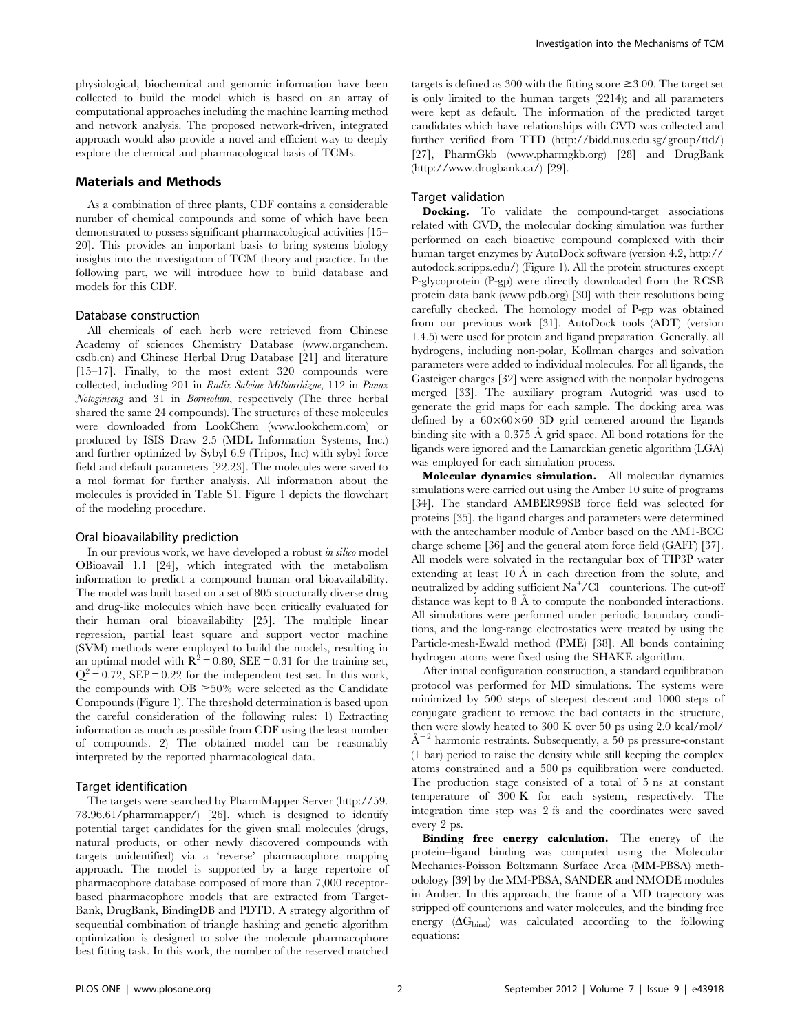physiological, biochemical and genomic information have been collected to build the model which is based on an array of computational approaches including the machine learning method and network analysis. The proposed network-driven, integrated approach would also provide a novel and efficient way to deeply explore the chemical and pharmacological basis of TCMs.

## Materials and Methods

As a combination of three plants, CDF contains a considerable number of chemical compounds and some of which have been demonstrated to possess significant pharmacological activities [15–20]. This provides an important basis to bring systems biology insights into the investigation of TCM theory and practice. In the following part, we will introduce how to build database and models for this CDF.

### Database construction

All chemicals of each herb were retrieved from Chinese Academy of sciences Chemistry Database (www.organchem.csdb.cn) and Chinese Herbal Drug Database [21] and literature [15–17]. Finally, to the most extent 320 compounds were collected, including 201 in *Radix Salviae Miltiorrhizae*, 112 in *Panax Notoginseng* and 31 in *Borneolum*, respectively (The three herbal shared the same 24 compounds). The structures of these molecules were downloaded from LookChem (www.lookchem.com) or produced by ISIS Draw 2.5 (MDL Information Systems, Inc.) and further optimized by Sybyl 6.9 (Tripos, Inc) with sybyl force field and default parameters [22,23]. The molecules were saved to a mol format for further analysis. All information about the molecules is provided in Table S1. Figure 1 depicts the flowchart of the modeling procedure.

### Oral bioavailability prediction

In our previous work, we have developed a robust *in silico* model OBioavail 1.1 [24], which integrated with the metabolism information to predict a compound human oral bioavailability. The model was built based on a set of 805 structurally diverse drug and drug-like molecules which have been critically evaluated for their human oral bioavailability [25]. The multiple linear regression, partial least square and support vector machine (SVM) methods were employed to build the models, resulting in an optimal model with $R^2 = 0.80$, SEE = 0.31 for the training set, $Q^2 = 0.72$, SEP = 0.22 for the independent test set. In this work, the compounds with OB $\geq$50% were selected as the Candidate Compounds (Figure 1). The threshold determination is based upon the careful consideration of the following rules: 1) Extracting information as much as possible from CDF using the least number of compounds. 2) The obtained model can be reasonably interpreted by the reported pharmacological data.

### Target identification

The targets were searched by PharmMapper Server (http://59.78.96.61/pharmmapper/) [26], which is designed to identify potential target candidates for the given small molecules (drugs, natural products, or other newly discovered compounds with targets unidentified) via a 'reverse' pharmacophore mapping approach. The model is supported by a large repertoire of pharmacophore database composed of more than 7,000 receptor-based pharmacophore models that are extracted from TargetBank, DrugBank, BindingDB and PDTD. A strategy algorithm of sequential combination of triangle hashing and genetic algorithm optimization is designed to solve the molecule pharmacophore best fitting task. In this work, the number of the reserved matched targets is defined as 300 with the fitting score $\geq$3.00. The target set is only limited to the human targets (2214); and all parameters were kept as default. The information of the predicted target candidates which have relationships with CVD was collected and further verified from TTD (http://bidd.nus.edu.sg/group/ttd/) [27], PharmGkb (www.pharmgkb.org) [28] and DrugBank (http://www.drugbank.ca/) [29].

### Target validation

**Docking.** To validate the compound-target associations related with CVD, the molecular docking simulation was further performed on each bioactive compound complexed with their human target enzymes by AutoDock software (version 4.2, http://autodock.scripps.edu/) (Figure 1). All the protein structures except P-glycoprotein (P-gp) were directly downloaded from the RCSB protein data bank (www.pdb.org) [30] with their resolutions being carefully checked. The homology model of P-gp was obtained from our previous work [31]. AutoDock tools (ADT) (version 1.4.5) were used for protein and ligand preparation. Generally, all hydrogens, including non-polar, Kollman charges and solvation parameters were added to individual molecules. For all ligands, the Gasteiger charges [32] were assigned with the nonpolar hydrogens merged [33]. The auxiliary program Autogrid was used to generate the grid maps for each sample. The docking area was defined by a 60×60×60 3D grid centered around the ligands binding site with a 0.375 Å grid space. All bond rotations for the ligands were ignored and the Lamarckian genetic algorithm (LGA) was employed for each simulation process.

**Molecular dynamics simulation.** All molecular dynamics simulations were carried out using the Amber 10 suite of programs [34]. The standard AMBER99SB force field was selected for proteins [35], the ligand charges and parameters were determined with the antechamber module of Amber based on the AM1-BCC charge scheme [36] and the general atom force field (GAFF) [37]. All models were solvated in the rectangular box of TIP3P water extending at least 10 Å in each direction from the solute, and neutralized by adding sufficient $Na^+/Cl^-$ counterions. The cut-off distance was kept to 8 Å to compute the nonbonded interactions. All simulations were performed under periodic boundary conditions, and the long-range electrostatics were treated by using the Particle-mesh-Ewald method (PME) [38]. All bonds containing hydrogen atoms were fixed using the SHAKE algorithm.

After initial configuration construction, a standard equilibration protocol was performed for MD simulations. The systems were minimized by 500 steps of steepest descent and 1000 steps of conjugate gradient to remove the bad contacts in the structure, then were slowly heated to 300 K over 50 ps using 2.0 kcal/mol/$Å^{-2}$ harmonic restraints. Subsequently, a 50 ps pressure-constant (1 bar) period to raise the density while still keeping the complex atoms constrained and a 500 ps equilibration were conducted. The production stage consisted of a total of 5 ns at constant temperature of 300 K for each system, respectively. The integration time step was 2 fs and the coordinates were saved every 2 ps.

**Binding free energy calculation.** The energy of the protein–ligand binding was computed using the Molecular Mechanics-Poisson Boltzmann Surface Area (MM-PBSA) methodology [39] by the MM-PBSA, SANDER and NMODE modules in Amber. In this approach, the frame of a MD trajectory was stripped off counterions and water molecules, and the binding free energy ($\Delta G_{bind}$) was calculated according to the following equations: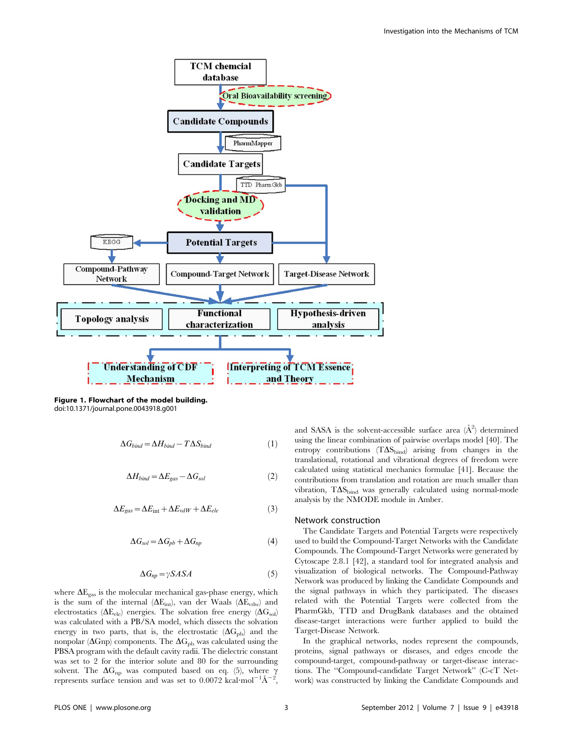**Figure 1. Flowchart of the model building.**
doi:10.1371/journal.pone.0043918.g001

$$\Delta G_{bind} = \Delta H_{bind} - T\Delta S_{bind} \quad (1)$$

$$\Delta H_{bind} = \Delta E_{gas} - \Delta G_{sol} \quad (2)$$

$$\Delta E_{gas} = \Delta E_{\text{int}} + \Delta E_{vdW} + \Delta E_{ele} \quad (3)$$

$$\Delta G_{sol} = \Delta G_{pb} + \Delta G_{np} \quad (4)$$

$$\Delta G_{np} = \gamma SASA \quad (5)$$

where $\Delta E_{gas}$ is the molecular mechanical gas-phase energy, which is the sum of the internal ($\Delta E_{int}$), van der Waals ($\Delta E_{vdw}$) and electrostatics ($\Delta E_{ele}$) energies. The solvation free energy ($\Delta G_{sol}$) was calculated with a PB/SA model, which dissects the solvation energy in two parts, that is, the electrostatic ($\Delta G_{pb}$) and the nonpolar ($\Delta G_{np}$) components. The $\Delta G_{pb}$ was calculated using the PBSA program with the default cavity radii. The dielectric constant was set to 2 for the interior solute and 80 for the surrounding solvent. The $\Delta G_{np}$ was computed based on eq. (5), where $\gamma$ represents surface tension and was set to 0.0072 $kcal \cdot mol^{-1} Å^{-2}$, and SASA is the solvent-accessible surface area ($Å^2$) determined using the linear combination of pairwise overlaps model [40]. The entropy contributions ($T\Delta S_{bind}$) arising from changes in the translational, rotational and vibrational degrees of freedom were calculated using statistical mechanics formulae [41]. Because the contributions from translation and rotation are much smaller than vibration, $T\Delta S_{bind}$ was generally calculated using normal-mode analysis by the NMODE module in Amber.

## Network construction

The Candidate Targets and Potential Targets were respectively used to build the Compound-Target Networks with the Candidate Compounds. The Compound-Target Networks were generated by Cytoscape 2.8.1 [42], a standard tool for integrated analysis and visualization of biological networks. The Compound-Pathway Network was produced by linking the Candidate Compounds and the signal pathways in which they participated. The diseases related with the Potential Targets were collected from the PharmGkb, TTD and DrugBank databases and the obtained disease-target interactions were further applied to build the Target-Disease Network.

In the graphical networks, nodes represent the compounds, proteins, signal pathways or diseases, and edges encode the compound-target, compound-pathway or target-disease interactions. The "Compound-candidate Target Network" (C-cT Network) was constructed by linking the Candidate Compounds and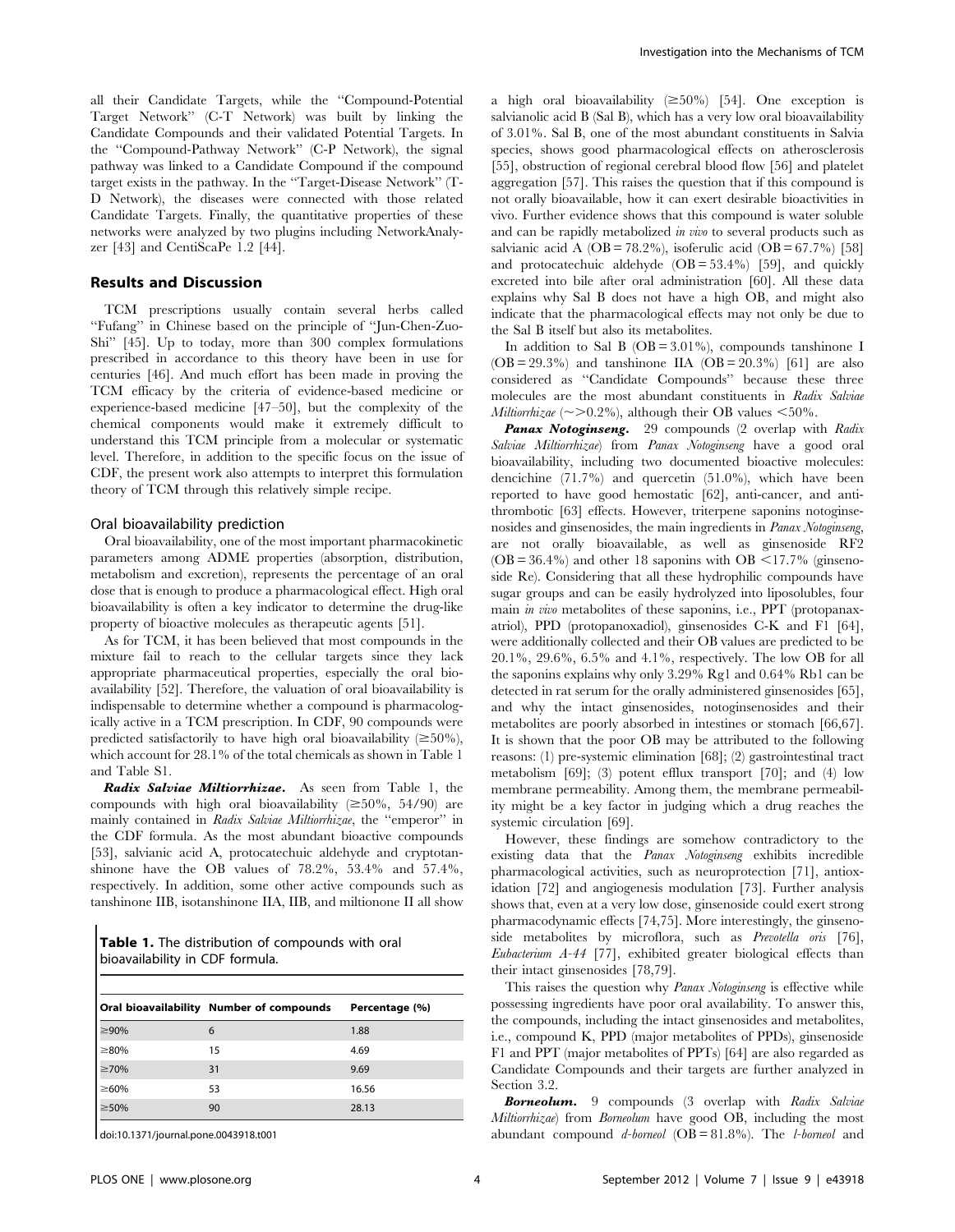all their Candidate Targets, while the "Compound-Potential Target Network" (C-T Network) was built by linking the Candidate Compounds and their validated Potential Targets. In the "Compound-Pathway Network" (C-P Network), the signal pathway was linked to a Candidate Compound if the compound target exists in the pathway. In the "Target-Disease Network" (T-D Network), the diseases were connected with those related Candidate Targets. Finally, the quantitative properties of these networks were analyzed by two plugins including NetworkAnalyzer [43] and CentiScaPe 1.2 [44].

## Results and Discussion

TCM prescriptions usually contain several herbs called "Fufang" in Chinese based on the principle of "Jun-Chen-Zuo-Shi" [45]. Up to today, more than 300 complex formulations prescribed in accordance to this theory have been in use for centuries [46]. And much effort has been made in proving the TCM efficacy by the criteria of evidence-based medicine or experience-based medicine [47–50], but the complexity of the chemical components would make it extremely difficult to understand this TCM principle from a molecular or systematic level. Therefore, in addition to the specific focus on the issue of CDF, the present work also attempts to interpret this formulation theory of TCM through this relatively simple recipe.

### Oral bioavailability prediction

Oral bioavailability, one of the most important pharmacokinetic parameters among ADME properties (absorption, distribution, metabolism and excretion), represents the percentage of an oral dose that is enough to produce a pharmacological effect. High oral bioavailability is often a key indicator to determine the drug-like property of bioactive molecules as therapeutic agents [51].

As for TCM, it has been believed that most compounds in the mixture fail to reach to the cellular targets since they lack appropriate pharmaceutical properties, especially the oral bioavailability [52]. Therefore, the valuation of oral bioavailability is indispensable to determine whether a compound is pharmacologically active in a TCM prescription. In CDF, 90 compounds were predicted satisfactorily to have high oral bioavailability (≥50%), which account for 28.1% of the total chemicals as shown in Table 1 and Table S1.

***Radix Salviae Miltiorrhizae.*** As seen from Table 1, the compounds with high oral bioavailability (≥50%, 54/90) are mainly contained in *Radix Salviae Miltiorrhizae*, the "emperor" in the CDF formula. As the most abundant bioactive compounds [53], salvianic acid A, protocatechuic aldehyde and cryptotanshinone have the OB values of 78.2%, 53.4% and 57.4%, respectively. In addition, some other active compounds such as tanshinone IIB, isotanshinone IIA, IIB, and miltionone II all show a high oral bioavailability (≥50%) [54]. One exception is salvianolic acid B (Sal B), which has a very low oral bioavailability of 3.01%. Sal B, one of the most abundant constituents in Salvia species, shows good pharmacological effects on atherosclerosis [55], obstruction of regional cerebral blood flow [56] and platelet aggregation [57]. This raises the question that if this compound is not orally bioavailable, how it can exert desirable bioactivities in vivo. Further evidence shows that this compound is water soluble and can be rapidly metabolized *in vivo* to several products such as salvianic acid A (OB = 78.2%), isoferulic acid (OB = 67.7%) [58] and protocatechuic aldehyde (OB = 53.4%) [59], and quickly excreted into bile after oral administration [60]. All these data explains why Sal B does not have a high OB, and might also indicate that the pharmacological effects may not only be due to the Sal B itself but also its metabolites.

**Table 1.** The distribution of compounds with oral bioavailability in CDF formula.

| Oral bioavailability | Number of compounds | Percentage (%) |
|---|---|---|
| ≥90% | 6 | 1.88 |
| ≥80% | 15 | 4.69 |
| ≥70% | 31 | 9.69 |
| ≥60% | 53 | 16.56 |
| ≥50% | 90 | 28.13 |

doi:10.1371/journal.pone.0043918.t001

In addition to Sal B (OB = 3.01%), compounds tanshinone I (OB = 29.3%) and tanshinone IIA (OB = 20.3%) [61] are also considered as "Candidate Compounds" because these three molecules are the most abundant constituents in *Radix Salviae Miltiorrhizae* (~>0.2%), although their OB values <50%.

***Panax Notoginseng.*** 29 compounds (2 overlap with *Radix Salviae Miltiorrhizae*) from *Panax Notoginseng* have a good oral bioavailability, including two documented bioactive molecules: dencichine (71.7%) and quercetin (51.0%), which have been reported to have good hemostatic [62], anti-cancer, and antithrombotic [63] effects. However, triterpene saponins notoginsenosides and ginsenosides, the main ingredients in *Panax Notoginseng*, are not orally bioavailable, as well as ginsenoside RF2 (OB = 36.4%) and other 18 saponins with OB <17.7% (ginsenoside Re). Considering that all these hydrophilic compounds have sugar groups and can be easily hydrolyzed into liposolubles, four main *in vivo* metabolites of these saponins, i.e., PPT (protopanaxatriol), PPD (protopanoxadiol), ginsenosides C-K and F1 [64], were additionally collected and their OB values are predicted to be 20.1%, 29.6%, 6.5% and 4.1%, respectively. The low OB for all the saponins explains why only 3.29% Rg1 and 0.64% Rb1 can be detected in rat serum for the orally administered ginsenosides [65], and why the intact ginsenosides, notoginsenosides and their metabolites are poorly absorbed in intestines or stomach [66,67]. It is shown that the poor OB may be attributed to the following reasons: (1) pre-systemic elimination [68]; (2) gastrointestinal tract metabolism [69]; (3) potent efflux transport [70]; and (4) low membrane permeability. Among them, the membrane permeability might be a key factor in judging which a drug reaches the systemic circulation [69].

However, these findings are somehow contradictory to the existing data that the *Panax Notoginseng* exhibits incredible pharmacological activities, such as neuroprotection [71], antioxidation [72] and angiogenesis modulation [73]. Further analysis shows that, even at a very low dose, ginsenoside could exert strong pharmacodynamic effects [74,75]. More interestingly, the ginsenoside metabolites by microflora, such as *Prevotella oris* [76], *Eubacterium A-44* [77], exhibited greater biological effects than their intact ginsenosides [78,79].

This raises the question why *Panax Notoginseng* is effective while possessing ingredients have poor oral availability. To answer this, the compounds, including the intact ginsenosides and metabolites, i.e., compound K, PPD (major metabolites of PPDs), ginsenoside F1 and PPT (major metabolites of PPTs) [64] are also regarded as Candidate Compounds and their targets are further analyzed in Section 3.2.

***Borneolum.*** 9 compounds (3 overlap with *Radix Salviae Miltiorrhizae*) from *Borneolum* have good OB, including the most abundant compound *d-borneol* (OB = 81.8%). The *l-borneol* and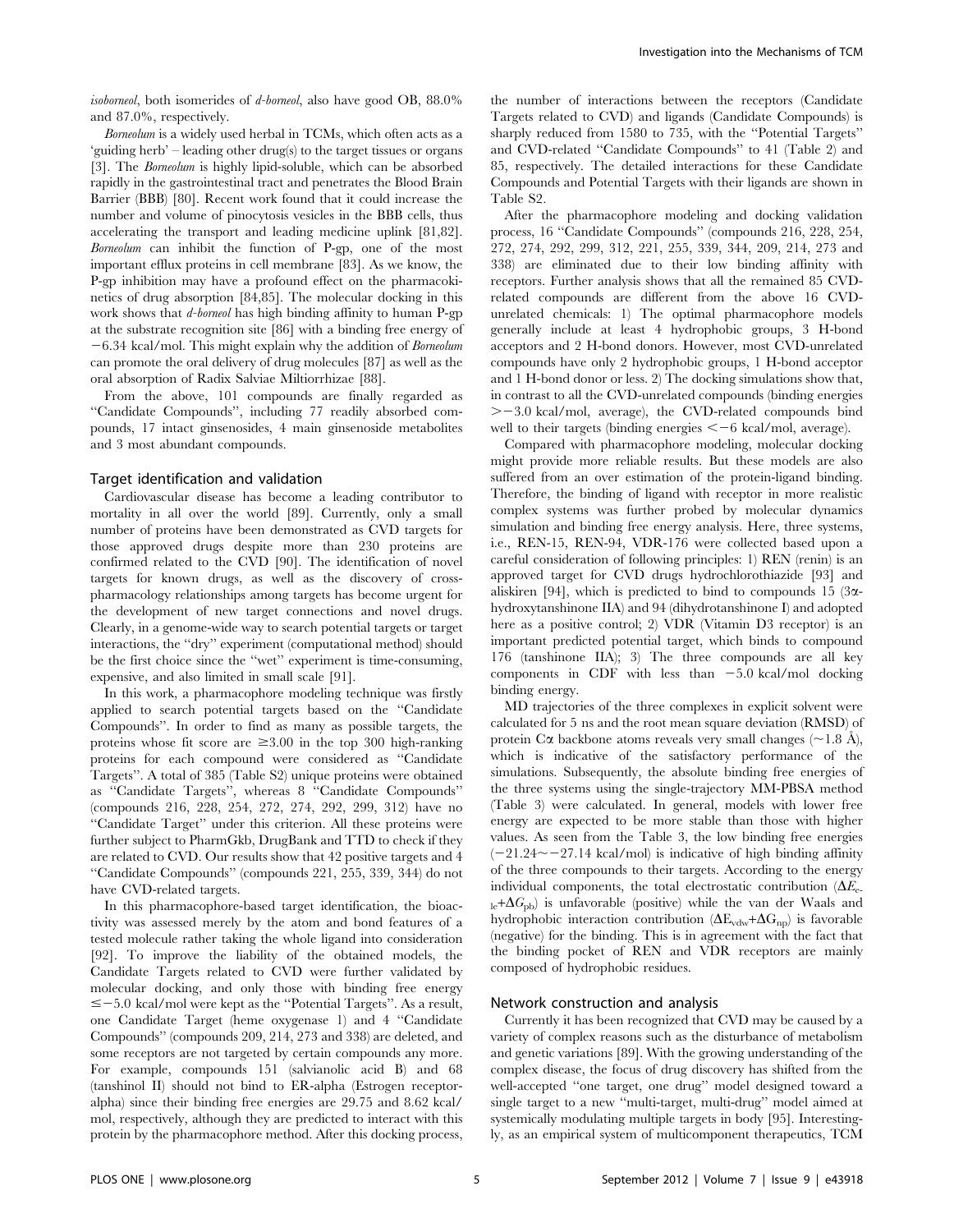*isoborneol*, both isomerides of *d-borneol*, also have good OB, 88.0% and 87.0%, respectively.

*Borneolum* is a widely used herbal in TCMs, which often acts as a 'guiding herb' – leading other drug(s) to the target tissues or organs [3]. The *Borneolum* is highly lipid-soluble, which can be absorbed rapidly in the gastrointestinal tract and penetrates the Blood Brain Barrier (BBB) [80]. Recent work found that it could increase the number and volume of pinocytosis vesicles in the BBB cells, thus accelerating the transport and leading medicine uplink [81,82]. *Borneolum* can inhibit the function of P-gp, one of the most important efflux proteins in cell membrane [83]. As we know, the P-gp inhibition may have a profound effect on the pharmacokinetics of drug absorption [84,85]. The molecular docking in this work shows that *d-borneol* has high binding affinity to human P-gp at the substrate recognition site [86] with a binding free energy of −6.34 kcal/mol. This might explain why the addition of *Borneolum* can promote the oral delivery of drug molecules [87] as well as the oral absorption of Radix Salviae Miltiorrhizae [88].

From the above, 101 compounds are finally regarded as "Candidate Compounds", including 77 readily absorbed compounds, 17 intact ginsenosides, 4 main ginsenoside metabolites and 3 most abundant compounds.

## Target identification and validation

Cardiovascular disease has become a leading contributor to mortality in all over the world [89]. Currently, only a small number of proteins have been demonstrated as CVD targets for those approved drugs despite more than 230 proteins are confirmed related to the CVD [90]. The identification of novel targets for known drugs, as well as the discovery of cross-pharmacology relationships among targets has become urgent for the development of new target connections and novel drugs. Clearly, in a genome-wide way to search potential targets or target interactions, the "dry" experiment (computational method) should be the first choice since the "wet" experiment is time-consuming, expensive, and also limited in small scale [91].

In this work, a pharmacophore modeling technique was firstly applied to search potential targets based on the "Candidate Compounds". In order to find as many as possible targets, the proteins whose fit score are ≥3.00 in the top 300 high-ranking proteins for each compound were considered as "Candidate Targets". A total of 385 (Table S2) unique proteins were obtained as "Candidate Targets", whereas 8 "Candidate Compounds" (compounds 216, 228, 254, 272, 274, 292, 299, 312) have no "Candidate Target" under this criterion. All these proteins were further subject to PharmGkb, DrugBank and TTD to check if they are related to CVD. Our results show that 42 positive targets and 4 "Candidate Compounds" (compounds 221, 255, 339, 344) do not have CVD-related targets.

In this pharmacophore-based target identification, the bioactivity was assessed merely by the atom and bond features of a tested molecule rather taking the whole ligand into consideration [92]. To improve the liability of the obtained models, the Candidate Targets related to CVD were further validated by molecular docking, and only those with binding free energy ≤−5.0 kcal/mol were kept as the "Potential Targets". As a result, one Candidate Target (heme oxygenase 1) and 4 "Candidate Compounds" (compounds 209, 214, 273 and 338) are deleted, and some receptors are not targeted by certain compounds any more. For example, compounds 151 (salvianolic acid B) and 68 (tanshinol II) should not bind to ER-alpha (Estrogen receptor-alpha) since their binding free energies are 29.75 and 8.62 kcal/mol, respectively, although they are predicted to interact with this protein by the pharmacophore method. After this docking process, the number of interactions between the receptors (Candidate Targets related to CVD) and ligands (Candidate Compounds) is sharply reduced from 1580 to 735, with the "Potential Targets" and CVD-related "Candidate Compounds" to 41 (Table 2) and 85, respectively. The detailed interactions for these Candidate Compounds and Potential Targets with their ligands are shown in Table S2.

After the pharmacophore modeling and docking validation process, 16 "Candidate Compounds" (compounds 216, 228, 254, 272, 274, 292, 299, 312, 221, 255, 339, 344, 209, 214, 273 and 338) are eliminated due to their low binding affinity with receptors. Further analysis shows that all the remained 85 CVD-related compounds are different from the above 16 CVD-unrelated chemicals: 1) The optimal pharmacophore models generally include at least 4 hydrophobic groups, 3 H-bond acceptors and 2 H-bond donors. However, most CVD-unrelated compounds have only 2 hydrophobic groups, 1 H-bond acceptor and 1 H-bond donor or less. 2) The docking simulations show that, in contrast to all the CVD-unrelated compounds (binding energies >−3.0 kcal/mol, average), the CVD-related compounds bind well to their targets (binding energies <−6 kcal/mol, average).

Compared with pharmacophore modeling, molecular docking might provide more reliable results. But these models are also suffered from an over estimation of the protein-ligand binding. Therefore, the binding of ligand with receptor in more realistic complex systems was further probed by molecular dynamics simulation and binding free energy analysis. Here, three systems, i.e., REN-15, REN-94, VDR-176 were collected based upon a careful consideration of following principles: 1) REN (renin) is an approved target for CVD drugs hydrochlorothiazide [93] and aliskiren [94], which is predicted to bind to compounds 15 (3α-hydroxytanshinone IIA) and 94 (dihydrotanshinone I) and adopted here as a positive control; 2) VDR (Vitamin D3 receptor) is an important predicted potential target, which binds to compound 176 (tanshinone IIA); 3) The three compounds are all key components in CDF with less than −5.0 kcal/mol docking binding energy.

MD trajectories of the three complexes in explicit solvent were calculated for 5 ns and the root mean square deviation (RMSD) of protein Cα backbone atoms reveals very small changes (~1.8 Å), which is indicative of the satisfactory performance of the simulations. Subsequently, the absolute binding free energies of the three systems using the single-trajectory MM-PBSA method (Table 3) were calculated. In general, models with lower free energy are expected to be more stable than those with higher values. As seen from the Table 3, the low binding free energies (−21.24~−27.14 kcal/mol) is indicative of high binding affinity of the three compounds to their targets. According to the energy individual components, the total electrostatic contribution ($\Delta E_{ele}+\Delta G_{pb}$) is unfavorable (positive) while the van der Waals and hydrophobic interaction contribution ($\Delta E_{vdw}+\Delta G_{np}$) is favorable (negative) for the binding. This is in agreement with the fact that the binding pocket of REN and VDR receptors are mainly composed of hydrophobic residues.

## Network construction and analysis

Currently it has been recognized that CVD may be caused by a variety of complex reasons such as the disturbance of metabolism and genetic variations [89]. With the growing understanding of the complex disease, the focus of drug discovery has shifted from the well-accepted "one target, one drug" model designed toward a single target to a new "multi-target, multi-drug" model aimed at systemically modulating multiple targets in body [95]. Interestingly, as an empirical system of multicomponent therapeutics, TCM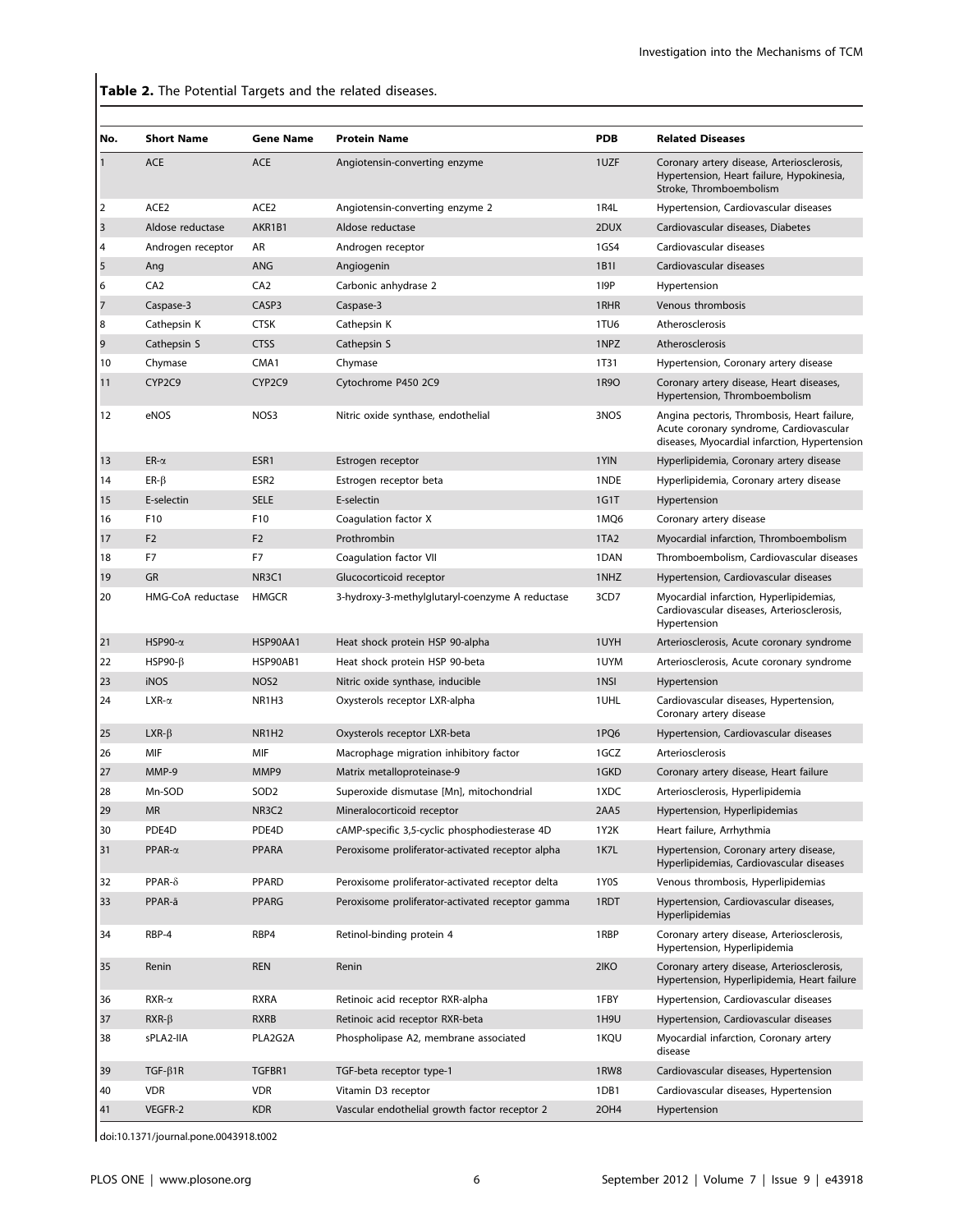**Table 2.** The Potential Targets and the related diseases.

| No. | Short Name | Gene Name | Protein Name | PDB | Related Diseases |
|---|---|---|---|---|---|
| 1 | ACE | ACE | Angiotensin-converting enzyme | 1UZF | Coronary artery disease, Arteriosclerosis, Hypertension, Heart failure, Hypokinesia, Stroke, Thromboembolism |
| 2 | ACE2 | ACE2 | Angiotensin-converting enzyme 2 | 1R4L | Hypertension, Cardiovascular diseases |
| 3 | Aldose reductase | AKR1B1 | Aldose reductase | 2DUX | Cardiovascular diseases, Diabetes |
| 4 | Androgen receptor | AR | Androgen receptor | 1GS4 | Cardiovascular diseases |
| 5 | Ang | ANG | Angiogenin | 1B1I | Cardiovascular diseases |
| 6 | CA2 | CA2 | Carbonic anhydrase 2 | 1I9P | Hypertension |
| 7 | Caspase-3 | CASP3 | Caspase-3 | 1RHR | Venous thrombosis |
| 8 | Cathepsin K | CTSK | Cathepsin K | 1TU6 | Atherosclerosis |
| 9 | Cathepsin S | CTSS | Cathepsin S | 1NPZ | Atherosclerosis |
| 10 | Chymase | CMA1 | Chymase | 1T31 | Hypertension, Coronary artery disease |
| 11 | CYP2C9 | CYP2C9 | Cytochrome P450 2C9 | 1R9O | Coronary artery disease, Heart diseases, Hypertension, Thromboembolism |
| 12 | eNOS | NOS3 | Nitric oxide synthase, endothelial | 3NOS | Angina pectoris, Thrombosis, Heart failure, Acute coronary syndrome, Cardiovascular diseases, Myocardial infarction, Hypertension |
| 13 | ER-α | ESR1 | Estrogen receptor | 1YIN | Hyperlipidemia, Coronary artery disease |
| 14 | ER-β | ESR2 | Estrogen receptor beta | 1NDE | Hyperlipidemia, Coronary artery disease |
| 15 | E-selectin | SELE | E-selectin | 1G1T | Hypertension |
| 16 | F10 | F10 | Coagulation factor X | 1MQ6 | Coronary artery disease |
| 17 | F2 | F2 | Prothrombin | 1TA2 | Myocardial infarction, Thromboembolism |
| 18 | F7 | F7 | Coagulation factor VII | 1DAN | Thromboembolism, Cardiovascular diseases |
| 19 | GR | NR3C1 | Glucocorticoid receptor | 1NHZ | Hypertension, Cardiovascular diseases |
| 20 | HMG-CoA reductase | HMGCR | 3-hydroxy-3-methylglutaryl-coenzyme A reductase | 3CD7 | Myocardial infarction, Hyperlipidemias, Cardiovascular diseases, Arteriosclerosis, Hypertension |
| 21 | HSP90-α | HSP90AA1 | Heat shock protein HSP 90-alpha | 1UYH | Arteriosclerosis, Acute coronary syndrome |
| 22 | HSP90-β | HSP90AB1 | Heat shock protein HSP 90-beta | 1UYM | Arteriosclerosis, Acute coronary syndrome |
| 23 | iNOS | NOS2 | Nitric oxide synthase, inducible | 1NSI | Hypertension |
| 24 | LXR-α | NR1H3 | Oxysterols receptor LXR-alpha | 1UHL | Cardiovascular diseases, Hypertension, Coronary artery disease |
| 25 | LXR-β | NR1H2 | Oxysterols receptor LXR-beta | 1PQ6 | Hypertension, Cardiovascular diseases |
| 26 | MIF | MIF | Macrophage migration inhibitory factor | 1GCZ | Arteriosclerosis |
| 27 | MMP-9 | MMP9 | Matrix metalloproteinase-9 | 1GKD | Coronary artery disease, Heart failure |
| 28 | Mn-SOD | SOD2 | Superoxide dismutase [Mn], mitochondrial | 1XDC | Arteriosclerosis, Hyperlipidemia |
| 29 | MR | NR3C2 | Mineralocorticoid receptor | 2AA5 | Hypertension, Hyperlipidemias |
| 30 | PDE4D | PDE4D | cAMP-specific 3,5-cyclic phosphodiesterase 4D | 1Y2K | Heart failure, Arrhythmia |
| 31 | PPAR-α | PPARA | Peroxisome proliferator-activated receptor alpha | 1K7L | Hypertension, Coronary artery disease, Hyperlipidemias, Cardiovascular diseases |
| 32 | PPAR-δ | PPARD | Peroxisome proliferator-activated receptor delta | 1Y0S | Venous thrombosis, Hyperlipidemias |
| 33 | PPAR-ã | PPARG | Peroxisome proliferator-activated receptor gamma | 1RDT | Hypertension, Cardiovascular diseases, Hyperlipidemias |
| 34 | RBP-4 | RBP4 | Retinol-binding protein 4 | 1RBP | Coronary artery disease, Arteriosclerosis, Hypertension, Hyperlipidemia |
| 35 | Renin | REN | Renin | 2IKO | Coronary artery disease, Arteriosclerosis, Hypertension, Hyperlipidemia, Heart failure |
| 36 | RXR-α | RXRA | Retinoic acid receptor RXR-alpha | 1FBY | Hypertension, Cardiovascular diseases |
| 37 | RXR-β | RXRB | Retinoic acid receptor RXR-beta | 1H9U | Hypertension, Cardiovascular diseases |
| 38 | sPLA2-IIA | PLA2G2A | Phospholipase A2, membrane associated | 1KQU | Myocardial infarction, Coronary artery disease |
| 39 | TGF-β1R | TGFBR1 | TGF-beta receptor type-1 | 1RW8 | Cardiovascular diseases, Hypertension |
| 40 | VDR | VDR | Vitamin D3 receptor | 1DB1 | Cardiovascular diseases, Hypertension |
| 41 | VEGFR-2 | KDR | Vascular endothelial growth factor receptor 2 | 2OH4 | Hypertension |

doi:10.1371/journal.pone.0043918.t002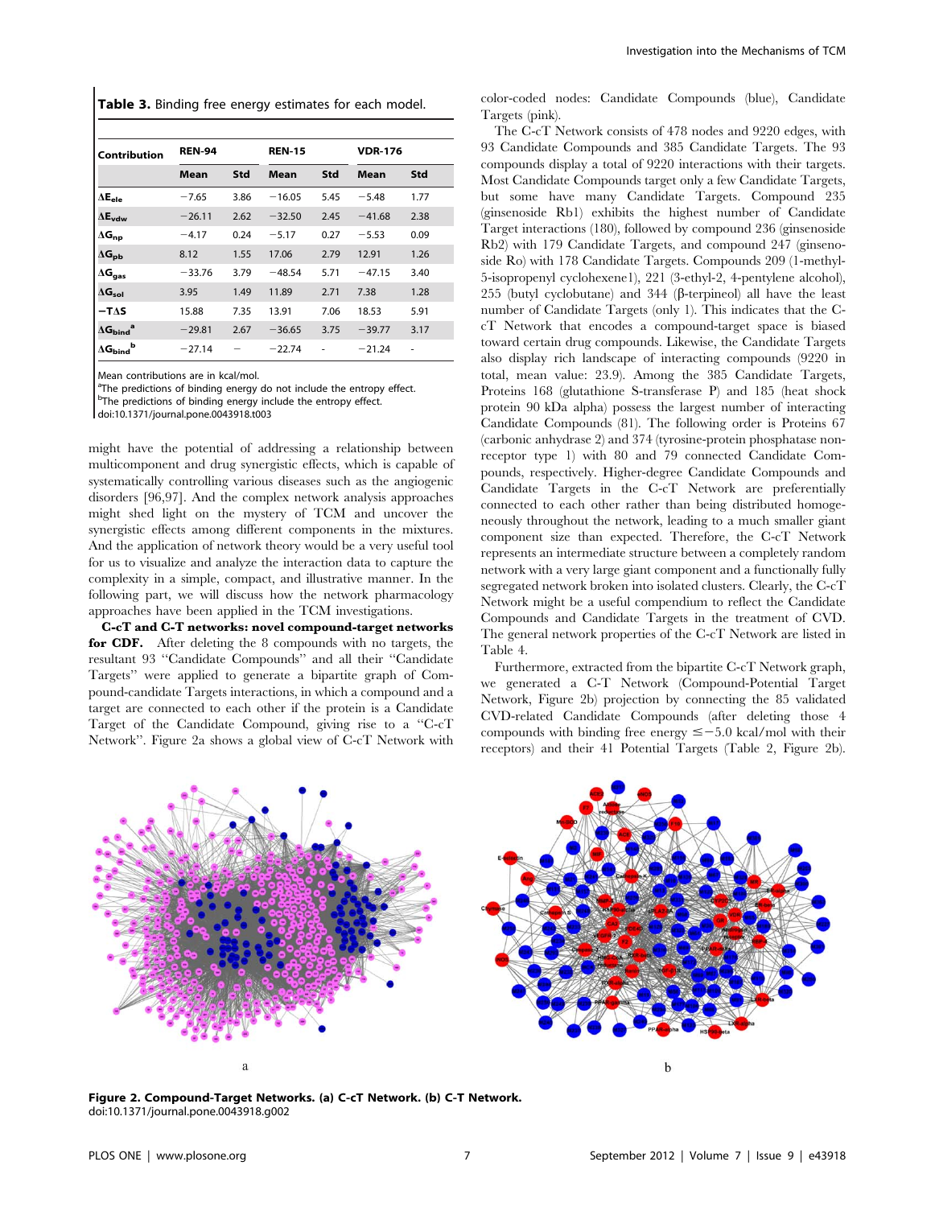**Table 3.** Binding free energy estimates for each model.

| Contribution | REN-94 | | REN-15 | | VDR-176 | |
|---|---|---|---|---|---|---|
| | Mean | Std | Mean | Std | Mean | Std |
| $\Delta E_{ele}$ | −7.65 | 3.86 | −16.05 | 5.45 | −5.48 | 1.77 |
| $\Delta E_{vdw}$ | −26.11 | 2.62 | −32.50 | 2.45 | −41.68 | 2.38 |
| $\Delta G_{np}$ | −4.17 | 0.24 | −5.17 | 0.27 | −5.53 | 0.09 |
| $\Delta G_{pb}$ | 8.12 | 1.55 | 17.06 | 2.79 | 12.91 | 1.26 |
| $\Delta G_{gas}$ | −33.76 | 3.79 | −48.54 | 5.71 | −47.15 | 3.40 |
| $\Delta G_{sol}$ | 3.95 | 1.49 | 11.89 | 2.71 | 7.38 | 1.28 |
| $-T\Delta S$ | 15.88 | 7.35 | 13.91 | 7.06 | 18.53 | 5.91 |
| $\Delta G_{bind}$[a] | −29.81 | 2.67 | −36.65 | 3.75 | −39.77 | 3.17 |
| $\Delta G_{bind}$[b] | −27.14 | – | −22.74 | - | −21.24 | - |

Mean contributions are in kcal/mol.
[a]The predictions of binding energy do not include the entropy effect.
[b]The predictions of binding energy include the entropy effect.
doi:10.1371/journal.pone.0043918.t003

might have the potential of addressing a relationship between multicomponent and drug synergistic effects, which is capable of systematically controlling various diseases such as the angiogenic disorders [96,97]. And the complex network analysis approaches might shed light on the mystery of TCM and uncover the synergistic effects among different components in the mixtures. And the application of network theory would be a very useful tool for us to visualize and analyze the interaction data to capture the complexity in a simple, compact, and illustrative manner. In the following part, we will discuss how the network pharmacology approaches have been applied in the TCM investigations.

**C-cT and C-T networks: novel compound-target networks for CDF.** After deleting the 8 compounds with no targets, the resultant 93 "Candidate Compounds" and all their "Candidate Targets" were applied to generate a bipartite graph of Compound-candidate Targets interactions, in which a compound and a target are connected to each other if the protein is a Candidate Target of the Candidate Compound, giving rise to a "C-cT Network". Figure 2a shows a global view of C-cT Network with color-coded nodes: Candidate Compounds (blue), Candidate Targets (pink).

The C-cT Network consists of 478 nodes and 9220 edges, with 93 Candidate Compounds and 385 Candidate Targets. The 93 compounds display a total of 9220 interactions with their targets. Most Candidate Compounds target only a few Candidate Targets, but some have many Candidate Targets. Compound 235 (ginsenoside Rb1) exhibits the highest number of Candidate Target interactions (180), followed by compound 236 (ginsenoside Rb2) with 179 Candidate Targets, and compound 247 (ginsenoside Ro) with 178 Candidate Targets. Compounds 209 (1-methyl-5-isopropenyl cyclohexene1), 221 (3-ethyl-2, 4-pentylene alcohol), 255 (butyl cyclobutane) and 344 (β-terpineol) all have the least number of Candidate Targets (only 1). This indicates that the C-cT Network that encodes a compound-target space is biased toward certain drug compounds. Likewise, the Candidate Targets also display rich landscape of interacting compounds (9220 in total, mean value: 23.9). Among the 385 Candidate Targets, Proteins 168 (glutathione S-transferase P) and 185 (heat shock protein 90 kDa alpha) possess the largest number of interacting Candidate Compounds (81). The following order is Proteins 67 (carbonic anhydrase 2) and 374 (tyrosine-protein phosphatase non-receptor type 1) with 80 and 79 connected Candidate Compounds, respectively. Higher-degree Candidate Compounds and Candidate Targets in the C-cT Network are preferentially connected to each other rather than being distributed homogeneously throughout the network, leading to a much smaller giant component size than expected. Therefore, the C-cT Network represents an intermediate structure between a completely random network with a very large giant component and a functionally fully segregated network broken into isolated clusters. Clearly, the C-cT Network might be a useful compendium to reflect the Candidate Compounds and Candidate Targets in the treatment of CVD. The general network properties of the C-cT Network are listed in Table 4.

Furthermore, extracted from the bipartite C-cT Network graph, we generated a C-T Network (Compound-Potential Target Network, Figure 2b) projection by connecting the 85 validated CVD-related Candidate Compounds (after deleting those 4 compounds with binding free energy ≤−5.0 kcal/mol with their receptors) and their 41 Potential Targets (Table 2, Figure 2b).

**Figure 2. Compound-Target Networks. (a) C-cT Network. (b) C-T Network.**
doi:10.1371/journal.pone.0043918.g002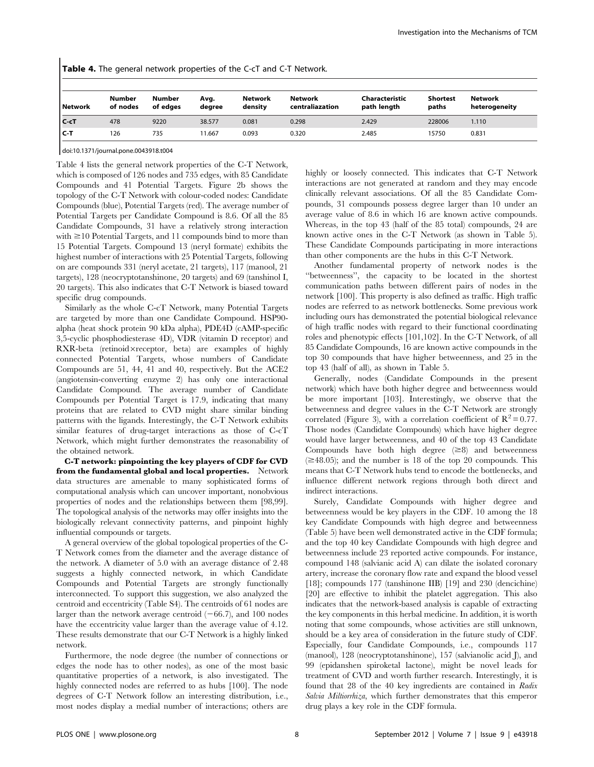**Table 4.** The general network properties of the C-cT and C-T Network.

| Network | Number of nodes | Number of edges | Avg. degree | Network density | Network centraliazation | Characteristic path length | Shortest paths | Network heterogeneity |
|---|---|---|---|---|---|---|---|---|
| C-cT | 478 | 9220 | 38.577 | 0.081 | 0.298 | 2.429 | 228006 | 1.110 |
| C-T | 126 | 735 | 11.667 | 0.093 | 0.320 | 2.485 | 15750 | 0.831 |

doi:10.1371/journal.pone.0043918.t004

Table 4 lists the general network properties of the C-T Network, which is composed of 126 nodes and 735 edges, with 85 Candidate Compounds and 41 Potential Targets. Figure 2b shows the topology of the C-T Network with colour-coded nodes: Candidate Compounds (blue), Potential Targets (red). The average number of Potential Targets per Candidate Compound is 8.6. Of all the 85 Candidate Compounds, 31 have a relatively strong interaction with ≥10 Potential Targets, and 11 compounds bind to more than 15 Potential Targets. Compound 13 (neryl formate) exhibits the highest number of interactions with 25 Potential Targets, following on are compounds 331 (neryl acetate, 21 targets), 117 (manool, 21 targets), 128 (neocryptotanshinone, 20 targets) and 69 (tanshinol I, 20 targets). This also indicates that C-T Network is biased toward specific drug compounds.

Similarly as the whole C-cT Network, many Potential Targets are targeted by more than one Candidate Compound. HSP90-alpha (heat shock protein 90 kDa alpha), PDE4D (cAMP-specific 3,5-cyclic phosphodiesterase 4D), VDR (vitamin D receptor) and RXR-beta (retinoid×receptor, beta) are examples of highly connected Potential Targets, whose numbers of Candidate Compounds are 51, 44, 41 and 40, respectively. But the ACE2 (angiotensin-converting enzyme 2) has only one interactional Candidate Compound. The average number of Candidate Compounds per Potential Target is 17.9, indicating that many proteins that are related to CVD might share similar binding patterns with the ligands. Interestingly, the C-T Network exhibits similar features of drug-target interactions as those of C-cT Network, which might further demonstrates the reasonability of the obtained network.

**C-T network: pinpointing the key players of CDF for CVD from the fundamental global and local properties.** Network data structures are amenable to many sophisticated forms of computational analysis which can uncover important, nonobvious properties of nodes and the relationships between them [98,99]. The topological analysis of the networks may offer insights into the biologically relevant connectivity patterns, and pinpoint highly influential compounds or targets.

A general overview of the global topological properties of the C-T Network comes from the diameter and the average distance of the network. A diameter of 5.0 with an average distance of 2.48 suggests a highly connected network, in which Candidate Compounds and Potential Targets are strongly functionally interconnected. To support this suggestion, we also analyzed the centroid and eccentricity (Table S4). The centroids of 61 nodes are larger than the network average centroid (−66.7), and 100 nodes have the eccentricity value larger than the average value of 4.12. These results demonstrate that our C-T Network is a highly linked network.

Furthermore, the node degree (the number of connections or edges the node has to other nodes), as one of the most basic quantitative properties of a network, is also investigated. The highly connected nodes are referred to as hubs [100]. The node degrees of C-T Network follow an interesting distribution, i.e., most nodes display a medial number of interactions; others are highly or loosely connected. This indicates that C-T Network interactions are not generated at random and they may encode clinically relevant associations. Of all the 85 Candidate Compounds, 31 compounds possess degree larger than 10 under an average value of 8.6 in which 16 are known active compounds. Whereas, in the top 43 (half of the 85 total) compounds, 24 are known active ones in the C-T Network (as shown in Table 5). These Candidate Compounds participating in more interactions than other components are the hubs in this C-T Network.

Another fundamental property of network nodes is the "betweenness", the capacity to be located in the shortest communication paths between different pairs of nodes in the network [100]. This property is also defined as traffic. High traffic nodes are referred to as network bottlenecks. Some previous work including ours has demonstrated the potential biological relevance of high traffic nodes with regard to their functional coordinating roles and phenotypic effects [101,102]. In the C-T Network, of all 85 Candidate Compounds, 16 are known active compounds in the top 30 compounds that have higher betweenness, and 25 in the top 43 (half of all), as shown in Table 5.

Generally, nodes (Candidate Compounds in the present network) which have both higher degree and betweenness would be more important [103]. Interestingly, we observe that the betweenness and degree values in the C-T Network are strongly correlated (Figure 3), with a correlation coefficient of $R^2 = 0.77$. Those nodes (Candidate Compounds) which have higher degree would have larger betweenness, and 40 of the top 43 Candidate Compounds have both high degree (≥8) and betweenness (≥48.05); and the number is 18 of the top 20 compounds. This means that C-T Network hubs tend to encode the bottlenecks, and influence different network regions through both direct and indirect interactions.

Surely, Candidate Compounds with higher degree and betweenness would be key players in the CDF. 10 among the 18 key Candidate Compounds with high degree and betweenness (Table 5) have been well demonstrated active in the CDF formula; and the top 40 key Candidate Compounds with high degree and betweenness include 23 reported active compounds. For instance, compound 148 (salvianic acid A) can dilate the isolated coronary artery, increase the coronary flow rate and expand the blood vessel [18]; compounds 177 (tanshinone IIB) [19] and 230 (dencichine) [20] are effective to inhibit the platelet aggregation. This also indicates that the network-based analysis is capable of extracting the key components in this herbal medicine. In addition, it is worth noting that some compounds, whose activities are still unknown, should be a key area of consideration in the future study of CDF. Especially, four Candidate Compounds, i.e., compounds 117 (manool), 128 (neocryptotanshinone), 157 (salvianolic acid J), and 99 (epidanshen spiroketal lactone), might be novel leads for treatment of CVD and worth further research. Interestingly, it is found that 28 of the 40 key ingredients are contained in *Radix Salvia Miltiorrhiza*, which further demonstrates that this emperor drug plays a key role in the CDF formula.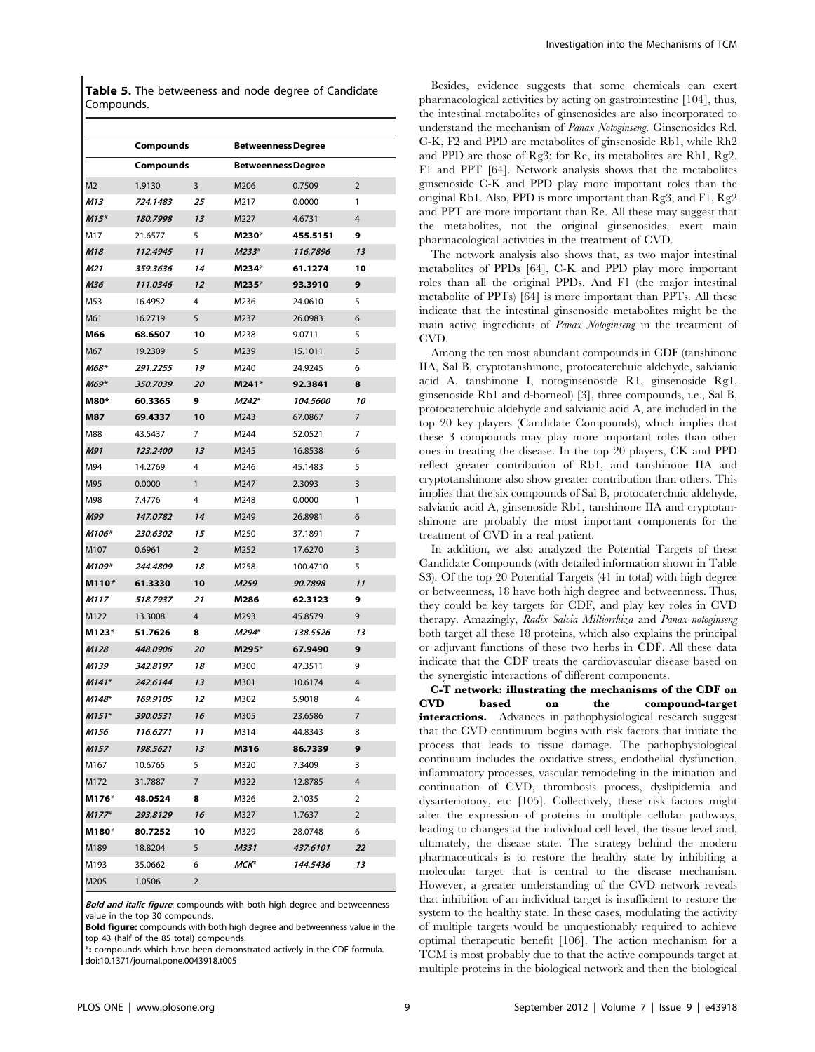**Table 5.** The betweeness and node degree of Candidate Compounds.

| Compounds | Betweenness | Degree | Compounds | Betweenness | Degree |
|---|---|---|---|---|---|
| M2 | 1.9130 | 3 | M206 | 0.7509 | 2 |
| ***M13*** | ***724.1483*** | ***25*** | M217 | 0.0000 | 1 |
| ***M15**** | ***180.7998*** | ***13*** | M227 | 4.6731 | 4 |
| M17 | 21.6577 | 5 | **M230*** | **455.5151** | **9** |
| ***M18*** | ***112.4945*** | ***11*** | ***M233**** | ***116.7896*** | ***13*** |
| ***M21*** | ***359.3636*** | ***14*** | **M234*** | **61.1274** | **10** |
| ***M36*** | ***111.0346*** | ***12*** | **M235*** | **93.3910** | **9** |
| M53 | 16.4952 | 4 | M236 | 24.0610 | 5 |
| M61 | 16.2719 | 5 | M237 | 26.0983 | 6 |
| **M66** | **68.6507** | **10** | M238 | 9.0711 | 5 |
| M67 | 19.2309 | 5 | M239 | 15.1011 | 5 |
| ***M68**** | ***291.2255*** | ***19*** | M240 | 24.9245 | 6 |
| ***M69**** | ***350.7039*** | ***20*** | **M241*** | **92.3841** | **8** |
| **M80*** | **60.3365** | **9** | ***M242**** | ***104.5600*** | ***10*** |
| **M87** | **69.4337** | **10** | M243 | 67.0867 | 7 |
| M88 | 43.5437 | 7 | M244 | 52.0521 | 7 |
| ***M91*** | ***123.2400*** | ***13*** | M245 | 16.8538 | 6 |
| M94 | 14.2769 | 4 | M246 | 45.1483 | 5 |
| M95 | 0.0000 | 1 | M247 | 2.3093 | 3 |
| M98 | 7.4776 | 4 | M248 | 0.0000 | 1 |
| ***M99*** | ***147.0782*** | ***14*** | M249 | 26.8981 | 6 |
| ***M106**** | ***230.6302*** | ***15*** | M250 | 37.1891 | 7 |
| M107 | 0.6961 | 2 | M252 | 17.6270 | 3 |
| ***M109**** | ***244.4809*** | ***18*** | M258 | 100.4710 | 5 |
| **M110*** | **61.3330** | **10** | ***M259*** | ***90.7898*** | ***11*** |
| ***M117*** | ***518.7937*** | ***21*** | **M286** | **62.3123** | **9** |
| M122 | 13.3008 | 4 | M293 | 45.8579 | 9 |
| **M123*** | **51.7626** | **8** | ***M294**** | ***138.5526*** | ***13*** |
| ***M128*** | ***448.0906*** | ***20*** | **M295*** | **67.9490** | **9** |
| ***M139*** | ***342.8197*** | ***18*** | M300 | 47.3511 | 9 |
| ***M141**** | ***242.6144*** | ***13*** | M301 | 10.6174 | 4 |
| ***M148**** | ***169.9105*** | ***12*** | M302 | 5.9018 | 4 |
| ***M151**** | ***390.0531*** | ***16*** | M305 | 23.6586 | 7 |
| ***M156*** | ***116.6271*** | ***11*** | M314 | 44.8343 | 8 |
| ***M157*** | ***198.5621*** | ***13*** | **M316** | **86.7339** | **9** |
| M167 | 10.6765 | 5 | M320 | 7.3409 | 3 |
| M172 | 31.7887 | 7 | M322 | 12.8785 | 4 |
| **M176*** | **48.0524** | **8** | M326 | 2.1035 | 2 |
| ***M177**** | ***293.8129*** | ***16*** | M327 | 1.7637 | 2 |
| **M180*** | **80.7252** | **10** | M329 | 28.0748 | 6 |
| M189 | 18.8204 | 5 | ***M331*** | ***437.6101*** | ***22*** |
| M193 | 35.0662 | 6 | ***MCK**** | ***144.5436*** | ***13*** |
| M205 | 1.0506 | 2 | | | |

***Bold and italic figure***: compounds with both high degree and betweenness value in the top 30 compounds.
**Bold figure:** compounds with both high degree and betweenness value in the top 43 (half of the 85 total) compounds.
*: compounds which have been demonstrated actively in the CDF formula.
doi:10.1371/journal.pone.0043918.t005

Besides, evidence suggests that some chemicals can exert pharmacological activities by acting on gastrointestine [104], thus, the intestinal metabolites of ginsenosides are also incorporated to understand the mechanism of *Panax Notoginseng*. Ginsenosides Rd, C-K, F2 and PPD are metabolites of ginsenoside Rb1, while Rh2 and PPD are those of Rg3; for Re, its metabolites are Rh1, Rg2, F1 and PPT [64]. Network analysis shows that the metabolites ginsenoside C-K and PPD play more important roles than the original Rb1. Also, PPD is more important than Rg3, and F1, Rg2 and PPT are more important than Re. All these may suggest that the metabolites, not the original ginsenosides, exert main pharmacological activities in the treatment of CVD.

The network analysis also shows that, as two major intestinal metabolites of PPDs [64], C-K and PPD play more important roles than all the original PPDs. And F1 (the major intestinal metabolite of PPTs) [64] is more important than PPTs. All these indicate that the intestinal ginsenoside metabolites might be the main active ingredients of *Panax Notoginseng* in the treatment of CVD.

Among the ten most abundant compounds in CDF (tanshinone IIA, Sal B, cryptotanshinone, protocaterchuic aldehyde, salvianic acid A, tanshinone I, notoginsenoside R1, ginsenoside Rg1, ginsenoside Rb1 and d-borneol) [3], three compounds, i.e., Sal B, protocaterchuic aldehyde and salvianic acid A, are included in the top 20 key players (Candidate Compounds), which implies that these 3 compounds may play more important roles than other ones in treating the disease. In the top 20 players, CK and PPD reflect greater contribution of Rb1, and tanshinone IIA and cryptotanshinone also show greater contribution than others. This implies that the six compounds of Sal B, protocaterchuic aldehyde, salvianic acid A, ginsenoside Rb1, tanshinone IIA and cryptotanshinone are probably the most important components for the treatment of CVD in a real patient.

In addition, we also analyzed the Potential Targets of these Candidate Compounds (with detailed information shown in Table S3). Of the top 20 Potential Targets (41 in total) with high degree or betweenness, 18 have both high degree and betweenness. Thus, they could be key targets for CDF, and play key roles in CVD therapy. Amazingly, *Radix Salvia Miltiorrhiza* and *Panax notoginseng* both target all these 18 proteins, which also explains the principal or adjuvant functions of these two herbs in CDF. All these data indicate that the CDF treats the cardiovascular disease based on the synergistic interactions of different components.

**C-T network: illustrating the mechanisms of the CDF on CVD based on the compound-target interactions.** Advances in pathophysiological research suggest that the CVD continuum begins with risk factors that initiate the process that leads to tissue damage. The pathophysiological continuum includes the oxidative stress, endothelial dysfunction, inflammatory processes, vascular remodeling in the initiation and continuation of CVD, thrombosis process, dyslipidemia and dysarteriotony, etc [105]. Collectively, these risk factors might alter the expression of proteins in multiple cellular pathways, leading to changes at the individual cell level, the tissue level and, ultimately, the disease state. The strategy behind the modern pharmaceuticals is to restore the healthy state by inhibiting a molecular target that is central to the disease mechanism. However, a greater understanding of the CVD network reveals that inhibition of an individual target is insufficient to restore the system to the healthy state. In these cases, modulating the activity of multiple targets would be unquestionably required to achieve optimal therapeutic benefit [106]. The action mechanism for a TCM is most probably due to that the active compounds target at multiple proteins in the biological network and then the biological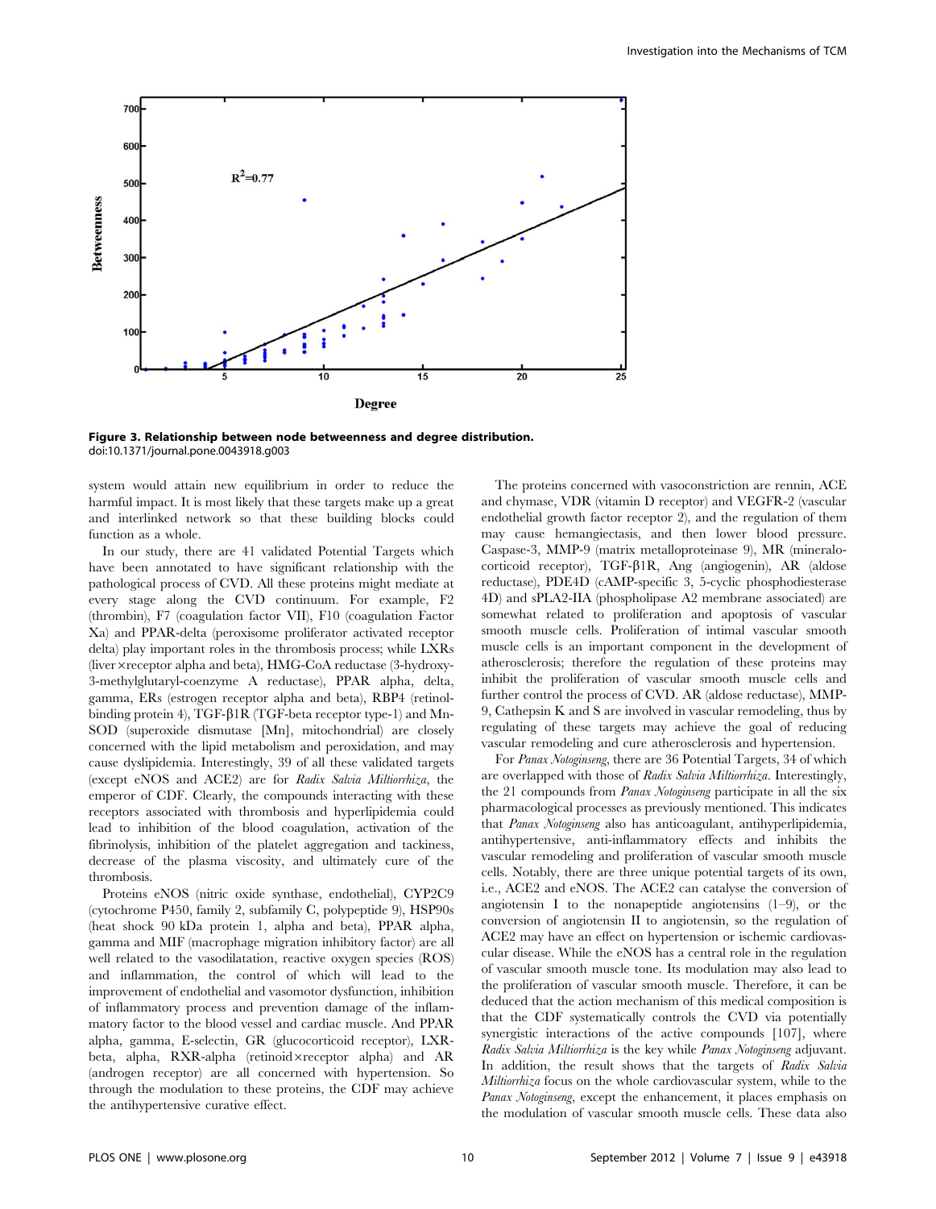**Figure 3. Relationship between node betweenness and degree distribution.**
doi:10.1371/journal.pone.0043918.g003

system would attain new equilibrium in order to reduce the harmful impact. It is most likely that these targets make up a great and interlinked network so that these building blocks could function as a whole.

In our study, there are 41 validated Potential Targets which have been annotated to have significant relationship with the pathological process of CVD. All these proteins might mediate at every stage along the CVD continuum. For example, F2 (thrombin), F7 (coagulation factor VII), F10 (coagulation Factor Xa) and PPAR-delta (peroxisome proliferator activated receptor delta) play important roles in the thrombosis process; while LXRs (liver×receptor alpha and beta), HMG-CoA reductase (3-hydroxy-3-methylglutaryl-coenzyme A reductase), PPAR alpha, delta, gamma, ERs (estrogen receptor alpha and beta), RBP4 (retinol-binding protein 4), TGF-β1R (TGF-beta receptor type-1) and Mn-SOD (superoxide dismutase [Mn], mitochondrial) are closely concerned with the lipid metabolism and peroxidation, and may cause dyslipidemia. Interestingly, 39 of all these validated targets (except eNOS and ACE2) are for *Radix Salvia Miltiorrhiza*, the emperor of CDF. Clearly, the compounds interacting with these receptors associated with thrombosis and hyperlipidemia could lead to inhibition of the blood coagulation, activation of the fibrinolysis, inhibition of the platelet aggregation and tackiness, decrease of the plasma viscosity, and ultimately cure of the thrombosis.

Proteins eNOS (nitric oxide synthase, endothelial), CYP2C9 (cytochrome P450, family 2, subfamily C, polypeptide 9), HSP90s (heat shock 90 kDa protein 1, alpha and beta), PPAR alpha, gamma and MIF (macrophage migration inhibitory factor) are all well related to the vasodilatation, reactive oxygen species (ROS) and inflammation, the control of which will lead to the improvement of endothelial and vasomotor dysfunction, inhibition of inflammatory process and prevention damage of the inflammatory factor to the blood vessel and cardiac muscle. And PPAR alpha, gamma, E-selectin, GR (glucocorticoid receptor), LXR-beta, alpha, RXR-alpha (retinoid×receptor alpha) and AR (androgen receptor) are all concerned with hypertension. So through the modulation to these proteins, the CDF may achieve the antihypertensive curative effect.

The proteins concerned with vasoconstriction are rennin, ACE and chymase, VDR (vitamin D receptor) and VEGFR-2 (vascular endothelial growth factor receptor 2), and the regulation of them may cause hemangiectasis, and then lower blood pressure. Caspase-3, MMP-9 (matrix metalloproteinase 9), MR (mineralocorticoid receptor), TGF-β1R, Ang (angiogenin), AR (aldose reductase), PDE4D (cAMP-specific 3, 5-cyclic phosphodiesterase 4D) and sPLA2-IIA (phospholipase A2 membrane associated) are somewhat related to proliferation and apoptosis of vascular smooth muscle cells. Proliferation of intimal vascular smooth muscle cells is an important component in the development of atherosclerosis; therefore the regulation of these proteins may inhibit the proliferation of vascular smooth muscle cells and further control the process of CVD. AR (aldose reductase), MMP-9, Cathepsin K and S are involved in vascular remodeling, thus by regulating of these targets may achieve the goal of reducing vascular remodeling and cure atherosclerosis and hypertension.

For *Panax Notoginseng*, there are 36 Potential Targets, 34 of which are overlapped with those of *Radix Salvia Miltiorrhiza*. Interestingly, the 21 compounds from *Panax Notoginseng* participate in all the six pharmacological processes as previously mentioned. This indicates that *Panax Notoginseng* also has anticoagulant, antihyperlipidemia, antihypertensive, anti-inflammatory effects and inhibits the vascular remodeling and proliferation of vascular smooth muscle cells. Notably, there are three unique potential targets of its own, i.e., ACE2 and eNOS. The ACE2 can catalyse the conversion of angiotensin I to the nonapeptide angiotensins (1–9), or the conversion of angiotensin II to angiotensin, so the regulation of ACE2 may have an effect on hypertension or ischemic cardiovascular disease. While the eNOS has a central role in the regulation of vascular smooth muscle tone. Its modulation may also lead to the proliferation of vascular smooth muscle. Therefore, it can be deduced that the action mechanism of this medical composition is that the CDF systematically controls the CVD via potentially synergistic interactions of the active compounds [107], where *Radix Salvia Miltiorrhiza* is the key while *Panax Notoginseng* adjuvant. In addition, the result shows that the targets of *Radix Salvia Miltiorrhiza* focus on the whole cardiovascular system, while to the *Panax Notoginseng*, except the enhancement, it places emphasis on the modulation of vascular smooth muscle cells. These data also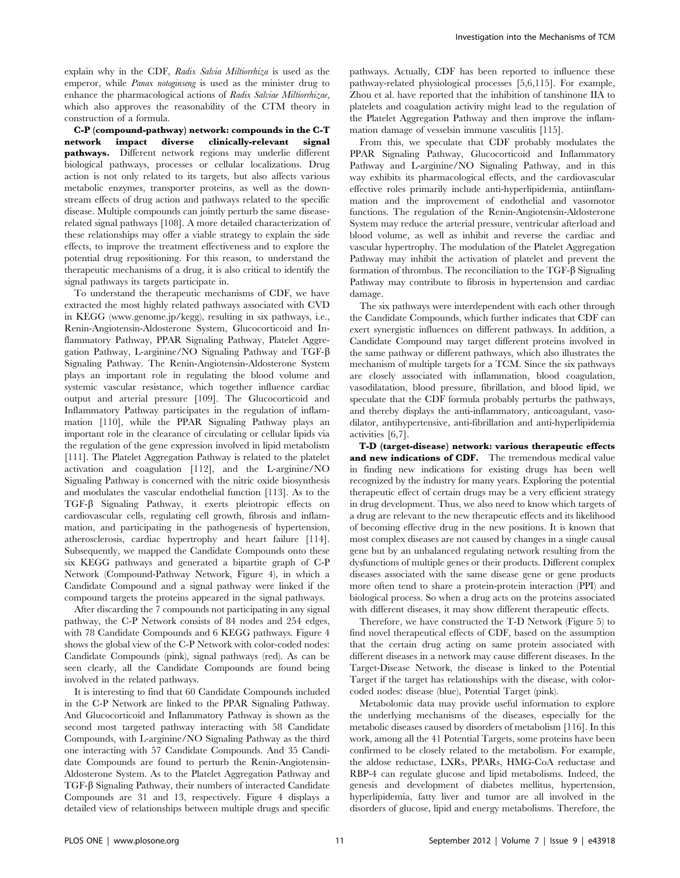explain why in the CDF, *Radix Salvia Miltiorrhiza* is used as the emperor, while *Panax notoginseng* is used as the minister drug to enhance the pharmacological actions of *Radix Salviae Miltiorrhizae*, which also approves the reasonability of the CTM theory in construction of a formula.

**C-P (compound-pathway) network: compounds in the C-T network impact diverse clinically-relevant signal pathways.** Different network regions may underlie different biological pathways, processes or cellular localizations. Drug action is not only related to its targets, but also affects various metabolic enzymes, transporter proteins, as well as the downstream effects of drug action and pathways related to the specific disease. Multiple compounds can jointly perturb the same disease-related signal pathways [108]. A more detailed characterization of these relationships may offer a viable strategy to explain the side effects, to improve the treatment effectiveness and to explore the potential drug repositioning. For this reason, to understand the therapeutic mechanisms of a drug, it is also critical to identify the signal pathways its targets participate in.

To understand the therapeutic mechanisms of CDF, we have extracted the most highly related pathways associated with CVD in KEGG (www.genome.jp/kegg), resulting in six pathways, i.e., Renin-Angiotensin-Aldosterone System, Glucocorticoid and Inflammatory Pathway, PPAR Signaling Pathway, Platelet Aggregation Pathway, L-arginine/NO Signaling Pathway and TGF-β Signaling Pathway. The Renin-Angiotensin-Aldosterone System plays an important role in regulating the blood volume and systemic vascular resistance, which together influence cardiac output and arterial pressure [109]. The Glucocorticoid and Inflammatory Pathway participates in the regulation of inflammation [110], while the PPAR Signaling Pathway plays an important role in the clearance of circulating or cellular lipids via the regulation of the gene expression involved in lipid metabolism [111]. The Platelet Aggregation Pathway is related to the platelet activation and coagulation [112], and the L-arginine/NO Signaling Pathway is concerned with the nitric oxide biosynthesis and modulates the vascular endothelial function [113]. As to the TGF-β Signaling Pathway, it exerts pleiotropic effects on cardiovascular cells, regulating cell growth, fibrosis and inflammation, and participating in the pathogenesis of hypertension, atherosclerosis, cardiac hypertrophy and heart failure [114]. Subsequently, we mapped the Candidate Compounds onto these six KEGG pathways and generated a bipartite graph of C-P Network (Compound-Pathway Network, Figure 4), in which a Candidate Compound and a signal pathway were linked if the compound targets the proteins appeared in the signal pathways.

After discarding the 7 compounds not participating in any signal pathway, the C-P Network consists of 84 nodes and 254 edges, with 78 Candidate Compounds and 6 KEGG pathways. Figure 4 shows the global view of the C-P Network with color-coded nodes: Candidate Compounds (pink), signal pathways (red). As can be seen clearly, all the Candidate Compounds are found being involved in the related pathways.

It is interesting to find that 60 Candidate Compounds included in the C-P Network are linked to the PPAR Signaling Pathway. And Glucocorticoid and Inflammatory Pathway is shown as the second most targeted pathway interacting with 58 Candidate Compounds, with L-arginine/NO Signaling Pathway as the third one interacting with 57 Candidate Compounds. And 35 Candidate Compounds are found to perturb the Renin-Angiotensin-Aldosterone System. As to the Platelet Aggregation Pathway and TGF-β Signaling Pathway, their numbers of interacted Candidate Compounds are 31 and 13, respectively. Figure 4 displays a detailed view of relationships between multiple drugs and specific pathways. Actually, CDF has been reported to influence these pathway-related physiological processes [5,6,115]. For example, Zhou et al. have reported that the inhibition of tanshinone IIA to platelets and coagulation activity might lead to the regulation of the Platelet Aggregation Pathway and then improve the inflammation damage of vesselsin immune vasculitis [115].

From this, we speculate that CDF probably modulates the PPAR Signaling Pathway, Glucocorticoid and Inflammatory Pathway and L-arginine/NO Signaling Pathway, and in this way exhibits its pharmacological effects, and the cardiovascular effective roles primarily include anti-hyperlipidemia, antiinflammation and the improvement of endothelial and vasomotor functions. The regulation of the Renin-Angiotensin-Aldosterone System may reduce the arterial pressure, ventricular afterload and blood volume, as well as inhibit and reverse the cardiac and vascular hypertrophy. The modulation of the Platelet Aggregation Pathway may inhibit the activation of platelet and prevent the formation of thrombus. The reconciliation to the TGF-β Signaling Pathway may contribute to fibrosis in hypertension and cardiac damage.

The six pathways were interdependent with each other through the Candidate Compounds, which further indicates that CDF can exert synergistic influences on different pathways. In addition, a Candidate Compound may target different proteins involved in the same pathway or different pathways, which also illustrates the mechanism of multiple targets for a TCM. Since the six pathways are closely associated with inflammation, blood coagulation, vasodilatation, blood pressure, fibrillation, and blood lipid, we speculate that the CDF formula probably perturbs the pathways, and thereby displays the anti-inflammatory, anticoagulant, vasodilator, antihypertensive, anti-fibrillation and anti-hyperlipidemia activities [6,7].

**T-D (target-disease) network: various therapeutic effects and new indications of CDF.** The tremendous medical value in finding new indications for existing drugs has been well recognized by the industry for many years. Exploring the potential therapeutic effect of certain drugs may be a very efficient strategy in drug development. Thus, we also need to know which targets of a drug are relevant to the new therapeutic effects and its likelihood of becoming effective drug in the new positions. It is known that most complex diseases are not caused by changes in a single causal gene but by an unbalanced regulating network resulting from the dysfunctions of multiple genes or their products. Different complex diseases associated with the same disease gene or gene products more often tend to share a protein-protein interaction (PPI) and biological process. So when a drug acts on the proteins associated with different diseases, it may show different therapeutic effects.

Therefore, we have constructed the T-D Network (Figure 5) to find novel therapeutical effects of CDF, based on the assumption that the certain drug acting on same protein associated with different diseases in a network may cause different diseases. In the Target-Disease Network, the disease is linked to the Potential Target if the target has relationships with the disease, with color-coded nodes: disease (blue), Potential Target (pink).

Metabolomic data may provide useful information to explore the underlying mechanisms of the diseases, especially for the metabolic diseases caused by disorders of metabolism [116]. In this work, among all the 41 Potential Targets, some proteins have been confirmed to be closely related to the metabolism. For example, the aldose reductase, LXRs, PPARs, HMG-CoA reductase and RBP-4 can regulate glucose and lipid metabolisms. Indeed, the genesis and development of diabetes mellitus, hypertension, hyperlipidemia, fatty liver and tumor are all involved in the disorders of glucose, lipid and energy metabolisms. Therefore, the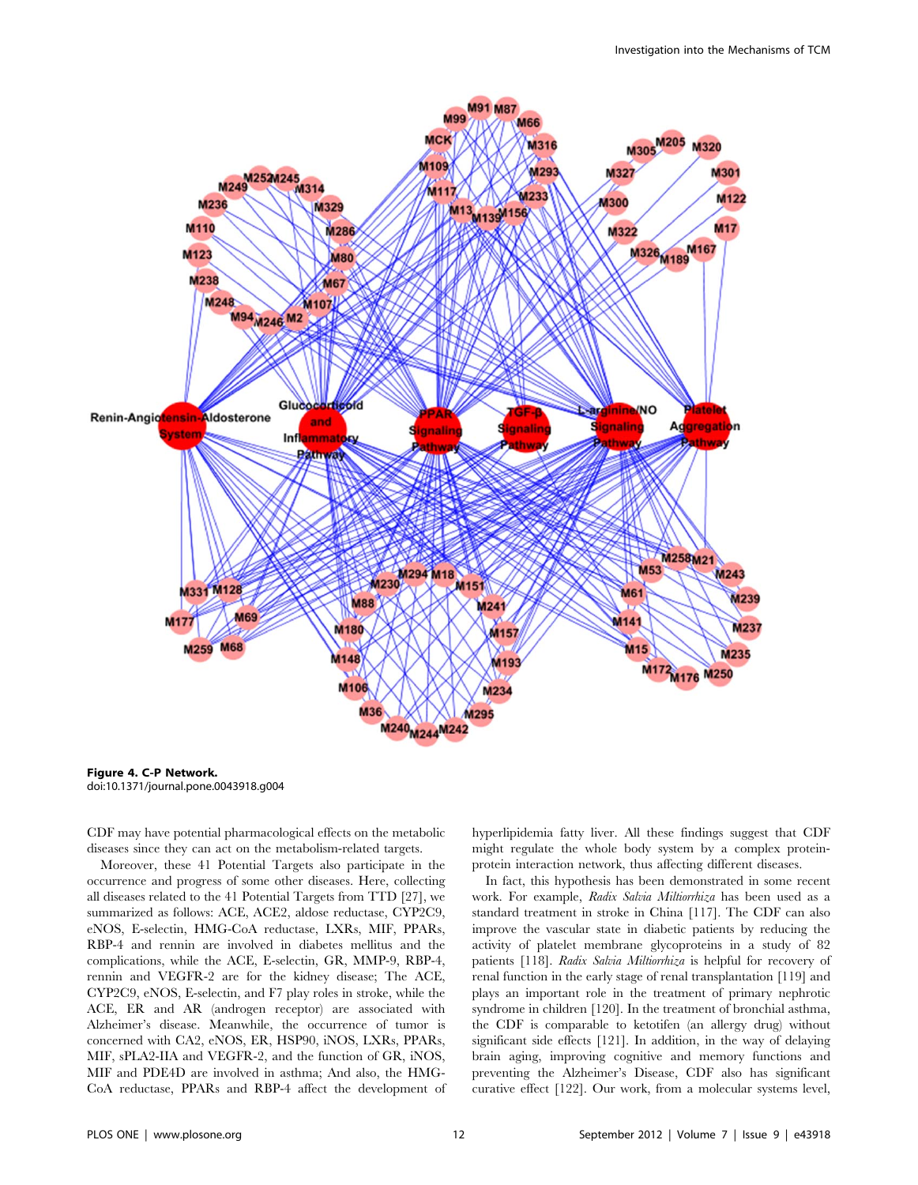**Figure 4. C-P Network.**
doi:10.1371/journal.pone.0043918.g004

CDF may have potential pharmacological effects on the metabolic diseases since they can act on the metabolism-related targets.

Moreover, these 41 Potential Targets also participate in the occurrence and progress of some other diseases. Here, collecting all diseases related to the 41 Potential Targets from TTD [27], we summarized as follows: ACE, ACE2, aldose reductase, CYP2C9, eNOS, E-selectin, HMG-CoA reductase, LXRs, MIF, PPARs, RBP-4 and rennin are involved in diabetes mellitus and the complications, while the ACE, E-selectin, GR, MMP-9, RBP-4, rennin and VEGFR-2 are for the kidney disease; The ACE, CYP2C9, eNOS, E-selectin, and F7 play roles in stroke, while the ACE, ER and AR (androgen receptor) are associated with Alzheimer's disease. Meanwhile, the occurrence of tumor is concerned with CA2, eNOS, ER, HSP90, iNOS, LXRs, PPARs, MIF, sPLA2-IIA and VEGFR-2, and the function of GR, iNOS, MIF and PDE4D are involved in asthma; And also, the HMG-CoA reductase, PPARs and RBP-4 affect the development of hyperlipidemia fatty liver. All these findings suggest that CDF might regulate the whole body system by a complex protein-protein interaction network, thus affecting different diseases.

In fact, this hypothesis has been demonstrated in some recent work. For example, *Radix Salvia Miltiorrhiza* has been used as a standard treatment in stroke in China [117]. The CDF can also improve the vascular state in diabetic patients by reducing the activity of platelet membrane glycoproteins in a study of 82 patients [118]. *Radix Salvia Miltiorrhiza* is helpful for recovery of renal function in the early stage of renal transplantation [119] and plays an important role in the treatment of primary nephrotic syndrome in children [120]. In the treatment of bronchial asthma, the CDF is comparable to ketotifen (an allergy drug) without significant side effects [121]. In addition, in the way of delaying brain aging, improving cognitive and memory functions and preventing the Alzheimer's Disease, CDF also has significant curative effect [122]. Our work, from a molecular systems level,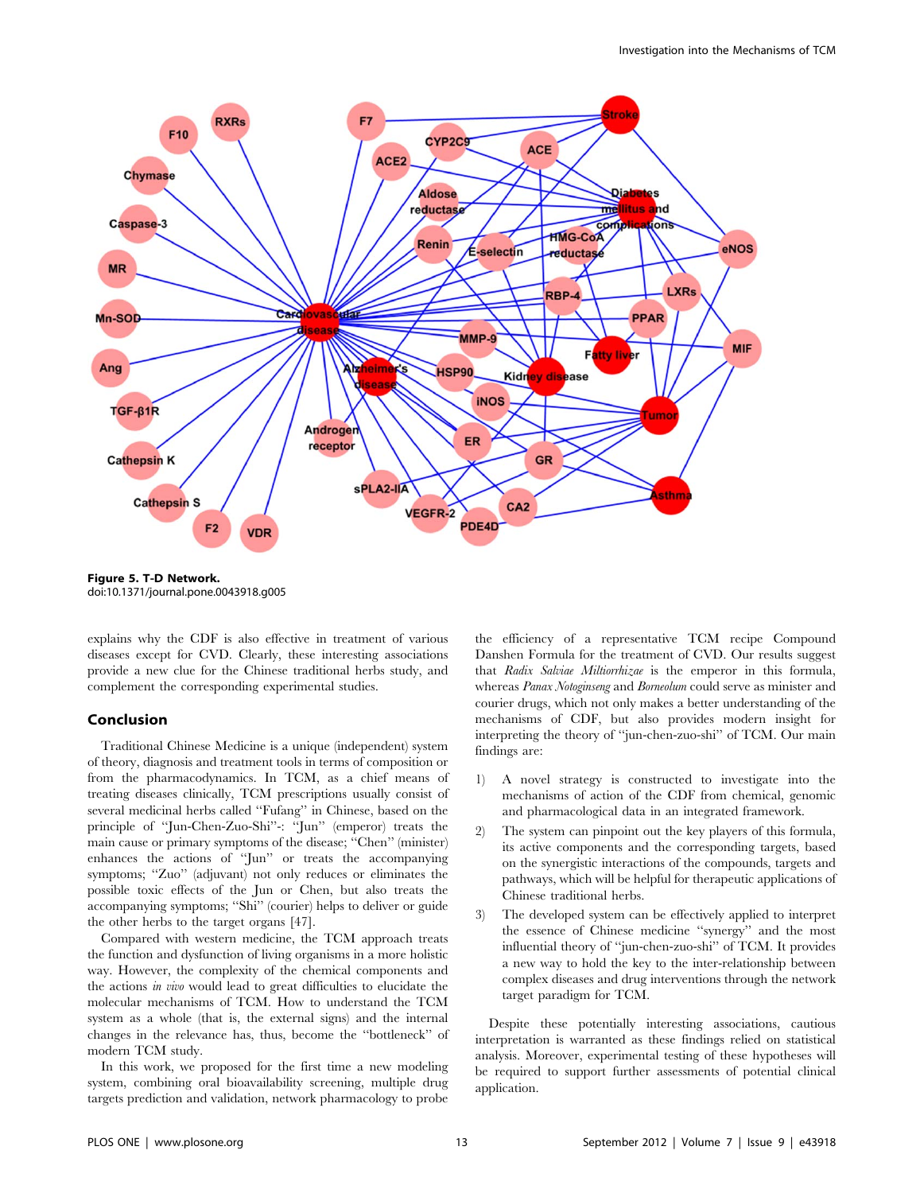Figure 5. T-D Network.
doi:10.1371/journal.pone.0043918.g005

explains why the CDF is also effective in treatment of various diseases except for CVD. Clearly, these interesting associations provide a new clue for the Chinese traditional herbs study, and complement the corresponding experimental studies.

## Conclusion

Traditional Chinese Medicine is a unique (independent) system of theory, diagnosis and treatment tools in terms of composition or from the pharmacodynamics. In TCM, as a chief means of treating diseases clinically, TCM prescriptions usually consist of several medicinal herbs called "Fufang" in Chinese, based on the principle of "Jun-Chen-Zuo-Shi"-: "Jun" (emperor) treats the main cause or primary symptoms of the disease; "Chen" (minister) enhances the actions of "Jun" or treats the accompanying symptoms; "Zuo" (adjuvant) not only reduces or eliminates the possible toxic effects of the Jun or Chen, but also treats the accompanying symptoms; "Shi" (courier) helps to deliver or guide the other herbs to the target organs [47].

Compared with western medicine, the TCM approach treats the function and dysfunction of living organisms in a more holistic way. However, the complexity of the chemical components and the actions *in vivo* would lead to great difficulties to elucidate the molecular mechanisms of TCM. How to understand the TCM system as a whole (that is, the external signs) and the internal changes in the relevance has, thus, become the "bottleneck" of modern TCM study.

In this work, we proposed for the first time a new modeling system, combining oral bioavailability screening, multiple drug targets prediction and validation, network pharmacology to probe the efficiency of a representative TCM recipe Compound Danshen Formula for the treatment of CVD. Our results suggest that *Radix Salviae Miltiorrhizae* is the emperor in this formula, whereas *Panax Notoginseng* and *Borneolum* could serve as minister and courier drugs, which not only makes a better understanding of the mechanisms of CDF, but also provides modern insight for interpreting the theory of "jun-chen-zuo-shi" of TCM. Our main findings are:

1) A novel strategy is constructed to investigate into the mechanisms of action of the CDF from chemical, genomic and pharmacological data in an integrated framework.
2) The system can pinpoint out the key players of this formula, its active components and the corresponding targets, based on the synergistic interactions of the compounds, targets and pathways, which will be helpful for therapeutic applications of Chinese traditional herbs.
3) The developed system can be effectively applied to interpret the essence of Chinese medicine "synergy" and the most influential theory of "jun-chen-zuo-shi" of TCM. It provides a new way to hold the key to the inter-relationship between complex diseases and drug interventions through the network target paradigm for TCM.

Despite these potentially interesting associations, cautious interpretation is warranted as these findings relied on statistical analysis. Moreover, experimental testing of these hypotheses will be required to support further assessments of potential clinical application.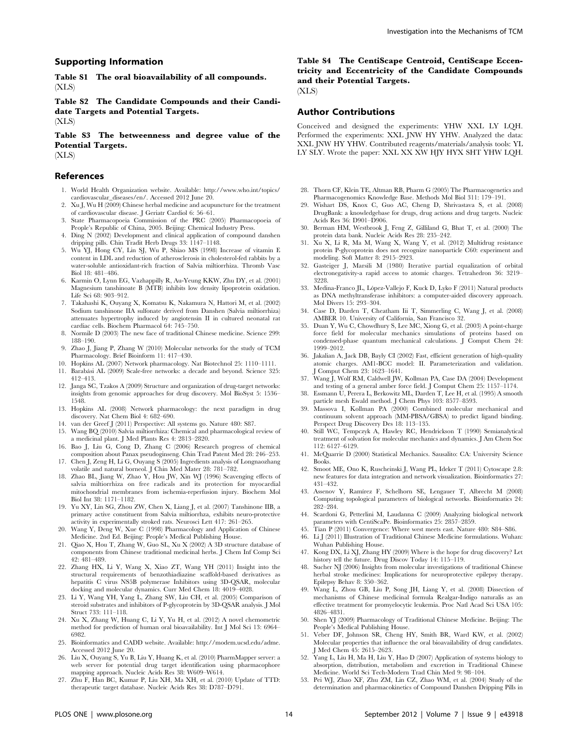## Supporting Information

**Table S1 The oral bioavailability of all compounds.**
(XLS)

**Table S2 The Candidate Compounds and their Candidate Targets and Potential Targets.**
(XLS)

**Table S3 The betweenness and degree value of the Potential Targets.**
(XLS)

**Table S4 The CentiScape Centroid, CentiScape Eccentricity and Eccentricity of the Candidate Compounds and their Potential Targets.**
(XLS)

## Author Contributions

Conceived and designed the experiments: YHW XXL LY LQH. Performed the experiments: XXL JNW HY YHW. Analyzed the data: XXL JNW HY YHW. Contributed reagents/materials/analysis tools: YL LY SLY. Wrote the paper: XXL XX XW HJY HYX SHT YHW LQH.

## References

1. World Health Organization website. Available: http://www.who.int/topics/cardiovascular_diseases/en/. Accessed 2012 June 20.
2. Xu J, Wu H (2009) Chinese herbal medicine and acupuncture for the treatment of cardiovascular disease. J Geriatr Cardiol 6: 56–61.
3. State Pharmacopoeia Commission of the PRC (2005) Pharmacopoeia of People's Republic of China, 2005. Beijing: Chemical Industry Press.
4. Ding N (2002) Development and clinical application of compound danshen dripping pills. Chin Tradit Herb Drugs 33: 1147–1148.
5. Wu YJ, Hong CY, Lin SJ, Wu P, Shiao MS (1998) Increase of vitamin E content in LDL and reduction of atherosclerosis in cholesterol-fed rabbits by a water-soluble antioxidant-rich fraction of Salvia miltiorrhiza. Thromb Vasc Biol 18: 481–486.
6. Karmin O, Lynn EG, Vazhappilly R, Au-Yeung KKW, Zhu DY, et al. (2001) Magnesium tanshinoate B (MTB) inhibits low density lipoprotein oxidation. Life Sci 68: 903–912.
7. Takahashi K, Ouyang X, Komatsu K, Nakamura N, Hattori M, et al. (2002) Sodium tanshinone IIA sulfonate derived from Danshen (Salvia miltiorrhiza) attenuates hypertrophy induced by angiotensin II in cultured neonatal rat cardiac cells. Biochem Pharmacol 64: 745–750.
8. Normile D (2003) The new face of traditional Chinese medicine. Science 299: 188–190.
9. Zhao J, Jiang P, Zhang W (2010) Molecular networks for the study of TCM Pharmacology. Brief Bioinform 11: 417–430.
10. Hopkins AL (2007) Network pharmacology. Nat Biotechnol 25: 1110–1111.
11. Barabási AL (2009) Scale-free networks: a decade and beyond. Science 325: 412–413.
12. Janga SC, Tzakos A (2009) Structure and organization of drug-target networks: insights from genomic approaches for drug discovery. Mol BioSyst 5: 1536–1548.
13. Hopkins AL (2008) Network pharmacology: the next paradigm in drug discovery. Nat Chem Biol 4: 682–690.
14. van der Greef J (2011) Perspective: All systems go. Nature 480: S87.
15. Wang BQ (2010) Salvia miltiorrhiza: Chemical and pharmacological review of a medicinal plant. J Med Plants Res 4: 2813–2820.
16. Bao J, Liu G, Cong D, Zhang C (2006) Research progress of chemical composition about Panax pseudoginseng. Chin Trad Patent Med 28: 246–253.
17. Chen J, Zeng H, Li G, Ouyang S (2005) Ingredients analysis of Longnaozhang volatile and natural borneol. J Chin Med Mater 28: 781–782.
18. Zhao BL, Jiang W, Zhao Y, Hou JW, Xin WJ (1996) Scavenging effects of salvia miltiorrhiza on free radicals and its protection for myocardial mitochondrial membranes from ischemia-reperfusion injury. Biochem Mol Biol Int 38: 1171–1182.
19. Yu XY, Lin SG, Zhou ZW, Chen X, Liang J, et al. (2007) Tanshinone IIB, a primary active constituent from Salvia miltiorrhza, exhibits neuro-protective activity in experimentally stroked rats. Neurosci Lett 417: 261–265.
20. Wang Y, Deng W, Xue C (1998) Pharmacology and Application of Chinese Medicine. 2nd Ed. Beijing: People's Medical Publishing House.
21. Qiao X, Hou T, Zhang W, Guo SL, Xu X (2002) A 3D structure database of components from Chinese traditional medicinal herbs. J Chem Inf Comp Sci 42: 481–489.
22. Zhang HX, Li Y, Wang X, Xiao ZT, Wang YH (2011) Insight into the structural requirements of benzothiadiazine scaffold-based derivatives as hepatitis C virus NS5B polymerase Inhibitors using 3D-QSAR, molecular docking and molecular dynamics. Curr Med Chem 18: 4019–4028.
23. Li Y, Wang YH, Yang L, Zhang SW, Liu CH, et al. (2005) Comparison of steroid substrates and inhibitors of P-glycoprotein by 3D-QSAR analysis. J Mol Struct 733: 111–118.
24. Xu X, Zhang W, Huang C, Li Y, Yu H, et al. (2012) A novel chemometric method for prediction of human oral bioavailability. Int J Mol Sci 13: 6964–6982.
25. Bioinformatics and CADD website. Available: http://modem.ucsd.edu/adme. Accessed 2012 June 20.
26. Liu X, Ouyang S, Yu B, Liu Y, Huang K, et al. (2010) PharmMapper server: a web server for potential drug target identification using pharmacophore mapping approach. Nucleic Acids Res 38: W609–W614.
27. Zhu F, Han BC, Kumar P, Liu XH, Ma XH, et al. (2010) Update of TTD: therapeutic target database. Nucleic Acids Res 38: D787–D791.
28. Thorn CF, Klein TE, Altman RB, Pharm G (2005) The Pharmacogenetics and Pharmacogenomics Knowledge Base. Methods Mol Biol 311: 179–191.
29. Wishart DS, Knox C, Guo AC, Cheng D, Shrivastava S, et al. (2008) DrugBank: a knowledgebase for drugs, drug actions and drug targets. Nucleic Acids Res 36: D901–D906.
30. Berman HM, Westbrook J, Feng Z, Gilliland G, Bhat T, et al. (2000) The protein data bank. Nucleic Acids Res 28: 235–242.
31. Xu X, Li R, Ma M, Wang X, Wang Y, et al. (2012) Multidrug resistance protein P-glycoprotein does not recognize nanoparticle C60: experiment and modeling. Soft Matter 8: 2915–2923.
32. Gasteiger J, Marsili M (1980) Iterative partial equalization of orbital electronegativity-a rapid access to atomic charges. Tetrahedron 36: 3219–3228.
33. Medina-Franco JL, López-Vallejo F, Kuck D, Lyko F (2011) Natural products as DNA methyltransferase inhibitors: a computer-aided discovery approach. Mol Divers 15: 293–304.
34. Case D, Darden T, Cheatham Iii T, Simmerling C, Wang J, et al. (2008) AMBER 10. University of California, San Francisco 32.
35. Duan Y, Wu C, Chowdhury S, Lee MC, Xiong G, et al. (2003) A point-charge force field for molecular mechanics simulations of proteins based on condensed-phase quantum mechanical calculations. J Comput Chem 24: 1999–2012.
36. Jakalian A, Jack DB, Bayly CI (2002) Fast, efficient generation of high-quality atomic charges. AM1-BCC model: II. Parameterization and validation. J Comput Chem 23: 1623–1641.
37. Wang J, Wolf RM, Caldwell JW, Kollman PA, Case DA (2004) Development and testing of a general amber force field. J Comput Chem 25: 1157–1174.
38. Essmann U, Perera L, Berkowitz ML, Darden T, Lee H, et al. (1995) A smooth particle mesh Ewald method. J Chem Phys 103: 8577–8593.
39. Massova I, Kollman PA (2000) Combined molecular mechanical and continuum solvent approach (MM-PBSA/GBSA) to predict ligand binding. Perspect Drug Discovery Des 18: 113–135.
40. Still WC, Tempczyk A, Hawley RC, Hendrickson T (1990) Semianalytical treatment of solvation for molecular mechanics and dynamics. J Am Chem Soc 112: 6127–6129.
41. McQuarrie D (2000) Statistical Mechanics. Sausalito: CA: University Science Books.
42. Smoot ME, Ono K, Ruscheinski J, Wang PL, Ideker T (2011) Cytoscape 2.8: new features for data integration and network visualization. Bioinformatics 27: 431–432.
43. Assenov Y, Ramírez F, Schelhorn SE, Lengauer T, Albrecht M (2008) Computing topological parameters of biological networks. Bioinformatics 24: 282–284.
44. Scardoni G, Petterlini M, Laudanna C (2009) Analyzing biological network parameters with CentiScaPe. Bioinformatics 25: 2857–2859.
45. Tian P (2011) Convergence: Where west meets east. Nature 480: S84–S86.
46. Li J (2011) Illustration of Traditional Chinese Medicine formulations. Wuhan: Wuhan Publishing House.
47. Kong DX, Li XJ, Zhang HY (2009) Where is the hope for drug discovery? Let history tell the future. Drug Discov Today 14: 115–119.
48. Sucher NJ (2006) Insights from molecular investigations of traditional Chinese herbal stroke medicines: Implications for neuroprotective epilepsy therapy. Epilepsy Behav 8: 350–362.
49. Wang L, Zhou GB, Liu P, Song JH, Liang Y, et al. (2008) Dissection of mechanisms of Chinese medicinal formula Realgar-Indigo naturalis as an effective treatment for promyelocytic leukemia. Proc Natl Acad Sci USA 105: 4826–4831.
50. Shen YJ (2009) Pharmacology of Traditional Chinese Medicine. Beijing: The People's Medical Publishing House.
51. Veber DF, Johnson SR, Cheng HY, Smith BR, Ward KW, et al. (2002) Molecular properties that influence the oral bioavailability of drug candidates. J Med Chem 45: 2615–2623.
52. Yang L, Liu H, Ma H, Liu Y, Hao D (2007) Application of systems biology to absorption, distribution, metabolism and excretion in Traditional Chinese Medicine. World Sci Tech-Modern Trad Chin Med 9: 98–104.
53. Pei WJ, Zhao XF, Zhu ZM, Lin CZ, Zhao WM, et al. (2004) Study of the determination and pharmacokinetics of Compound Danshen Dripping Pills in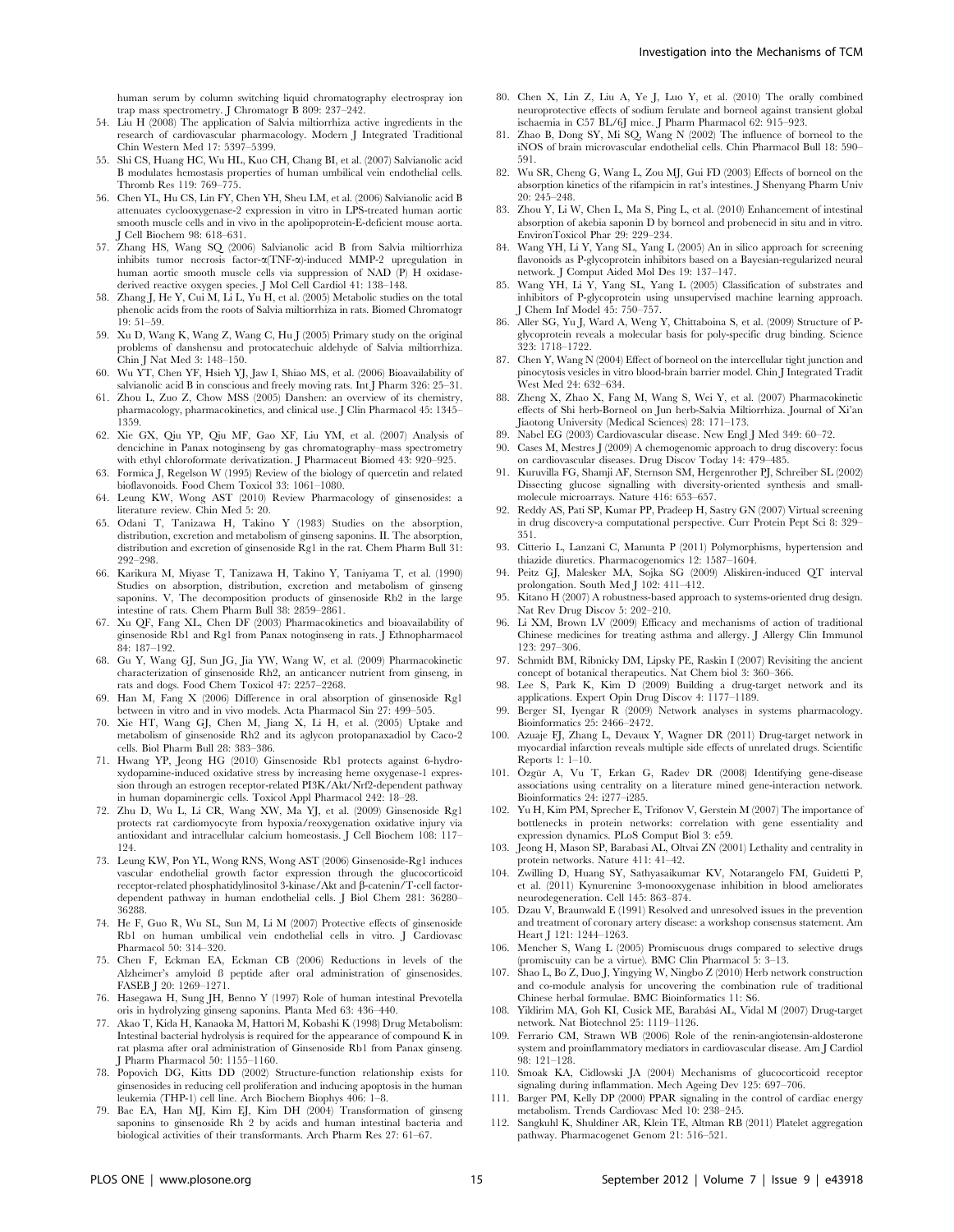human serum by column switching liquid chromatography electrospray ion trap mass spectrometry. J Chromatogr B 809: 237–242.

54. Liu H (2008) The application of Salvia miltiorrhiza active ingredients in the research of cardiovascular pharmacology. Modern J Integrated Traditional Chin Western Med 17: 5397–5399.
55. Shi CS, Huang HC, Wu HL, Kuo CH, Chang BI, et al. (2007) Salvianolic acid B modulates hemostasis properties of human umbilical vein endothelial cells. Thromb Res 119: 769–775.
56. Chen YL, Hu CS, Lin FY, Chen YH, Sheu LM, et al. (2006) Salvianolic acid B attenuates cyclooxygenase-2 expression in vitro in LPS-treated human aortic smooth muscle cells and in vivo in the apolipoprotein-E-deficient mouse aorta. J Cell Biochem 98: 618–631.
57. Zhang HS, Wang SQ (2006) Salvianolic acid B from Salvia miltiorrhiza inhibits tumor necrosis factor-α(TNF-α)-induced MMP-2 upregulation in human aortic smooth muscle cells via suppression of NAD (P) H oxidase-derived reactive oxygen species. J Mol Cell Cardiol 41: 138–148.
58. Zhang J, He Y, Cui M, Li L, Yu H, et al. (2005) Metabolic studies on the total phenolic acids from the roots of Salvia miltiorrhiza in rats. Biomed Chromatogr 19: 51–59.
59. Xu D, Wang K, Wang Z, Wang C, Hu J (2005) Primary study on the original problems of danshensu and protocatechuic aldehyde of Salvia miltiorrhiza. Chin J Nat Med 3: 148–150.
60. Wu YT, Chen YF, Hsieh YJ, Jaw I, Shiao MS, et al. (2006) Bioavailability of salvianolic acid B in conscious and freely moving rats. Int J Pharm 326: 25–31.
61. Zhou L, Zuo Z, Chow MSS (2005) Danshen: an overview of its chemistry, pharmacology, pharmacokinetics, and clinical use. J Clin Pharmacol 45: 1345–1359.
62. Xie GX, Qiu YP, Qiu MF, Gao XF, Liu YM, et al. (2007) Analysis of dencichine in Panax notoginseng by gas chromatography–mass spectrometry with ethyl chloroformate derivatization. J Pharmaceut Biomed 43: 920–925.
63. Formica J, Regelson W (1995) Review of the biology of quercetin and related bioflavonoids. Food Chem Toxicol 33: 1061–1080.
64. Leung KW, Wong AST (2010) Review Pharmacology of ginsenosides: a literature review. Chin Med 5: 20.
65. Odani T, Tanizawa H, Takino Y (1983) Studies on the absorption, distribution, excretion and metabolism of ginseng saponins. II. The absorption, distribution and excretion of ginsenoside Rg1 in the rat. Chem Pharm Bull 31: 292–298.
66. Karikura M, Miyase T, Tanizawa H, Takino Y, Taniyama T, et al. (1990) Studies on absorption, distribution, excretion and metabolism of ginseng saponins. V, The decomposition products of ginsenoside Rb2 in the large intestine of rats. Chem Pharm Bull 38: 2859–2861.
67. Xu QF, Fang XL, Chen DF (2003) Pharmacokinetics and bioavailability of ginsenoside Rb1 and Rg1 from Panax notoginseng in rats. J Ethnopharmacol 84: 187–192.
68. Gu Y, Wang GJ, Sun JG, Jia YW, Wang W, et al. (2009) Pharmacokinetic characterization of ginsenoside Rh2, an anticancer nutrient from ginseng, in rats and dogs. Food Chem Toxicol 47: 2257–2268.
69. Han M, Fang X (2006) Difference in oral absorption of ginsenoside Rg1 between in vitro and in vivo models. Acta Pharmacol Sin 27: 499–505.
70. Xie HT, Wang GJ, Chen M, Jiang X, Li H, et al. (2005) Uptake and metabolism of ginsenoside Rh2 and its aglycon protopanaxadiol by Caco-2 cells. Biol Pharm Bull 28: 383–386.
71. Hwang YP, Jeong HG (2010) Ginsenoside Rb1 protects against 6-hydroxydopamine-induced oxidative stress by increasing heme oxygenase-1 expression through an estrogen receptor-related PI3K/Akt/Nrf2-dependent pathway in human dopaminergic cells. Toxicol Appl Pharmacol 242: 18–28.
72. Zhu D, Wu L, Li CR, Wang XW, Ma YJ, et al. (2009) Ginsenoside Rg1 protects rat cardiomyocyte from hypoxia/reoxygenation oxidative injury via antioxidant and intracellular calcium homeostasis. J Cell Biochem 108: 117–124.
73. Leung KW, Pon YL, Wong RNS, Wong AST (2006) Ginsenoside-Rg1 induces vascular endothelial growth factor expression through the glucocorticoid receptor-related phosphatidylinositol 3-kinase/Akt and β-catenin/T-cell factor-dependent pathway in human endothelial cells. J Biol Chem 281: 36280–36288.
74. He F, Guo R, Wu SL, Sun M, Li M (2007) Protective effects of ginsenoside Rb1 on human umbilical vein endothelial cells in vitro. J Cardiovasc Pharmacol 50: 314–320.
75. Chen F, Eckman EA, Eckman CB (2006) Reductions in levels of the Alzheimer's amyloid ß peptide after oral administration of ginsenosides. FASEB J 20: 1269–1271.
76. Hasegawa H, Sung JH, Benno Y (1997) Role of human intestinal Prevotella oris in hydrolyzing ginseng saponins. Planta Med 63: 436–440.
77. Akao T, Kida H, Kanaoka M, Hattori M, Kobashi K (1998) Drug Metabolism: Intestinal bacterial hydrolysis is required for the appearance of compound K in rat plasma after oral administration of Ginsenoside Rb1 from Panax ginseng. J Pharm Pharmacol 50: 1155–1160.
78. Popovich DG, Kitts DD (2002) Structure-function relationship exists for ginsenosides in reducing cell proliferation and inducing apoptosis in the human leukemia (THP-1) cell line. Arch Biochem Biophys 406: 1–8.
79. Bae EA, Han MJ, Kim EJ, Kim DH (2004) Transformation of ginseng saponins to ginsenoside Rh 2 by acids and human intestinal bacteria and biological activities of their transformants. Arch Pharm Res 27: 61–67.
80. Chen X, Lin Z, Liu A, Ye J, Luo Y, et al. (2010) The orally combined neuroprotective effects of sodium ferulate and borneol against transient global ischaemia in C57 BL/6J mice. J Pharm Pharmacol 62: 915–923.
81. Zhao B, Dong SY, Mi SQ, Wang N (2002) The influence of borneol to the iNOS of brain microvascular endothelial cells. Chin Pharmacol Bull 18: 590–591.
82. Wu SR, Cheng G, Wang L, Zou MJ, Gui FD (2003) Effects of borneol on the absorption kinetics of the rifampicin in rat's intestines. J Shenyang Pharm Univ 20: 245–248.
83. Zhou Y, Li W, Chen L, Ma S, Ping L, et al. (2010) Enhancement of intestinal absorption of akebia saponin D by borneol and probenecid in situ and in vitro. EnvironToxicol Phar 29: 229–234.
84. Wang YH, Li Y, Yang SL, Yang L (2005) An in silico approach for screening flavonoids as P-glycoprotein inhibitors based on a Bayesian-regularized neural network. J Comput Aided Mol Des 19: 137–147.
85. Wang YH, Li Y, Yang SL, Yang L (2005) Classification of substrates and inhibitors of P-glycoprotein using unsupervised machine learning approach. J Chem Inf Model 45: 750–757.
86. Aller SG, Yu J, Ward A, Weng Y, Chittaboina S, et al. (2009) Structure of P-glycoprotein reveals a molecular basis for poly-specific drug binding. Science 323: 1718–1722.
87. Chen Y, Wang N (2004) Effect of borneol on the intercellular tight junction and pinocytosis vesicles in vitro blood-brain barrier model. Chin J Integrated Tradit West Med 24: 632–634.
88. Zheng X, Zhao X, Fang M, Wang S, Wei Y, et al. (2007) Pharmacokinetic effects of Shi herb-Borneol on Jun herb-Salvia Miltiorrhiza. Journal of Xi'an Jiaotong University (Medical Sciences) 28: 171–173.
89. Nabel EG (2003) Cardiovascular disease. New Engl J Med 349: 60–72.
90. Cases M, Mestres J (2009) A chemogenomic approach to drug discovery: focus on cardiovascular diseases. Drug Discov Today 14: 479–485.
91. Kuruvilla FG, Shamji AF, Sternson SM, Hergenrother PJ, Schreiber SL (2002) Dissecting glucose signalling with diversity-oriented synthesis and small-molecule microarrays. Nature 416: 653–657.
92. Reddy AS, Pati SP, Kumar PP, Pradeep H, Sastry GN (2007) Virtual screening in drug discovery-a computational perspective. Curr Protein Pept Sci 8: 329–351.
93. Citterio L, Lanzani C, Manunta P (2011) Polymorphisms, hypertension and thiazide diuretics. Pharmacogenomics 12: 1587–1604.
94. Peitz GJ, Malesker MA, Sojka SG (2009) Aliskiren-induced QT interval prolongation. South Med J 102: 411–412.
95. Kitano H (2007) A robustness-based approach to systems-oriented drug design. Nat Rev Drug Discov 5: 202–210.
96. Li XM, Brown LV (2009) Efficacy and mechanisms of action of traditional Chinese medicines for treating asthma and allergy. J Allergy Clin Immunol 123: 297–306.
97. Schmidt BM, Ribnicky DM, Lipsky PE, Raskin I (2007) Revisiting the ancient concept of botanical therapeutics. Nat Chem biol 3: 360–366.
98. Lee S, Park K, Kim D (2009) Building a drug-target network and its applications. Expert Opin Drug Discov 4: 1177–1189.
99. Berger SI, Iyengar R (2009) Network analyses in systems pharmacology. Bioinformatics 25: 2466–2472.
100. Azuaje FJ, Zhang L, Devaux Y, Wagner DR (2011) Drug-target network in myocardial infarction reveals multiple side effects of unrelated drugs. Scientific Reports 1: 1–10.
101. Özgür A, Vu T, Erkan G, Radev DR (2008) Identifying gene-disease associations using centrality on a literature mined gene-interaction network. Bioinformatics 24: i277–i285.
102. Yu H, Kim PM, Sprecher E, Trifonov V, Gerstein M (2007) The importance of bottlenecks in protein networks: correlation with gene essentiality and expression dynamics. PLoS Comput Biol 3: e59.
103. Jeong H, Mason SP, Barabasi AL, Oltvai ZN (2001) Lethality and centrality in protein networks. Nature 411: 41–42.
104. Zwilling D, Huang SY, Sathyasaikumar KV, Notarangelo FM, Guidetti P, et al. (2011) Kynurenine 3-monooxygenase inhibition in blood ameliorates neurodegeneration. Cell 145: 863–874.
105. Dzau V, Braunwald E (1991) Resolved and unresolved issues in the prevention and treatment of coronary artery disease: a workshop consensus statement. Am Heart J 121: 1244–1263.
106. Mencher S, Wang L (2005) Promiscuous drugs compared to selective drugs (promiscuity can be a virtue). BMC Clin Pharmacol 5: 3–13.
107. Shao L, Bo Z, Duo J, Yingying W, Ningbo Z (2010) Herb network construction and co-module analysis for uncovering the combination rule of traditional Chinese herbal formulae. BMC Bioinformatics 11: S6.
108. Yildirim MA, Goh KI, Cusick ME, Barabási AL, Vidal M (2007) Drug-target network. Nat Biotechnol 25: 1119–1126.
109. Ferrario CM, Strawn WB (2006) Role of the renin-angiotensin-aldosterone system and proinflammatory mediators in cardiovascular disease. Am J Cardiol 98: 121–128.
110. Smoak KA, Cidlowski JA (2004) Mechanisms of glucocorticoid receptor signaling during inflammation. Mech Ageing Dev 125: 697–706.
111. Barger PM, Kelly DP (2000) PPAR signaling in the control of cardiac energy metabolism. Trends Cardiovasc Med 10: 238–245.
112. Sangkuhl K, Shuldiner AR, Klein TE, Altman RB (2011) Platelet aggregation pathway. Pharmacogenet Genom 21: 516–521.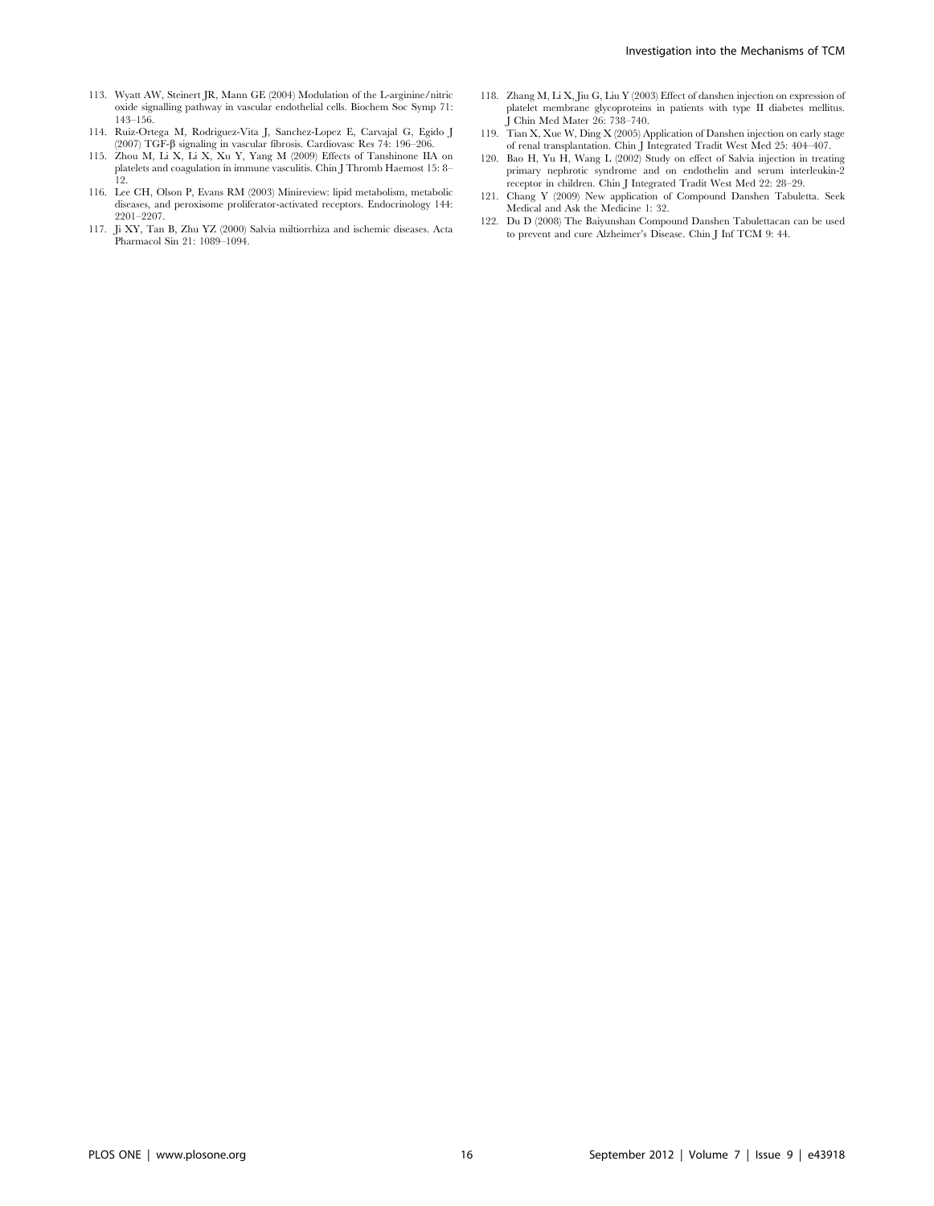113. Wyatt AW, Steinert JR, Mann GE (2004) Modulation of the L-arginine/nitric oxide signalling pathway in vascular endothelial cells. Biochem Soc Symp 71: 143–156.
114. Ruiz-Ortega M, Rodriguez-Vita J, Sanchez-Lopez E, Carvajal G, Egido J (2007) TGF-β signaling in vascular fibrosis. Cardiovasc Res 74: 196–206.
115. Zhou M, Li X, Li X, Xu Y, Yang M (2009) Effects of Tanshinone IIA on platelets and coagulation in immune vasculitis. Chin J Thromb Haemost 15: 8–12.
116. Lee CH, Olson P, Evans RM (2003) Minireview: lipid metabolism, metabolic diseases, and peroxisome proliferator-activated receptors. Endocrinology 144: 2201–2207.
117. Ji XY, Tan B, Zhu YZ (2000) Salvia miltiorrhiza and ischemic diseases. Acta Pharmacol Sin 21: 1089–1094.
118. Zhang M, Li X, Jiu G, Liu Y (2003) Effect of danshen injection on expression of platelet membrane glycoproteins in patients with type II diabetes mellitus. J Chin Med Mater 26: 738–740.
119. Tian X, Xue W, Ding X (2005) Application of Danshen injection on early stage of renal transplantation. Chin J Integrated Tradit West Med 25: 404–407.
120. Bao H, Yu H, Wang L (2002) Study on effect of Salvia injection in treating primary nephrotic syndrome and on endothelin and serum interleukin-2 receptor in children. Chin J Integrated Tradit West Med 22: 28–29.
121. Chang Y (2009) New application of Compound Danshen Tabuletta. Seek Medical and Ask the Medicine 1: 32.
122. Du D (2008) The Baiyunshan Compound Danshen Tabulettacan can be used to prevent and cure Alzheimer's Disease. Chin J Inf TCM 9: 44.